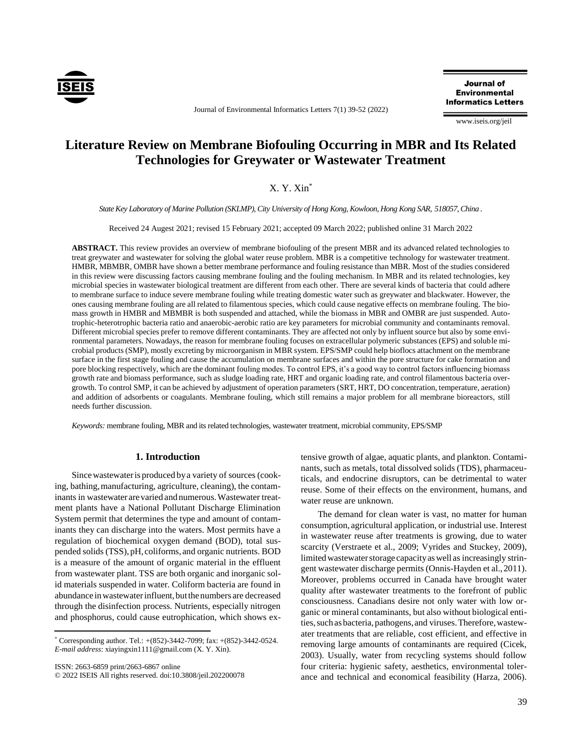# Literature Review on Membrane Biofouling Occurring in MBR and Its Related Technologies for Greywater or Wastewater Treatment

X. Y. Xin*

*State Key Laboratory of Marine Pollution (SKLMP), City University of Hong Kong, Kowloon, Hong Kong SAR, 518057, China .*

Received 24 Augest 2021; revised 15 February 2021; accepted 09 March 2022; published online 31 March 2022

**ABSTRACT.** This review provides an overview of membrane biofouling of the present MBR and its advanced related technologies to treat greywater and wastewater for solving the global water reuse problem. MBR is a competitive technology for wastewater treatment. HMBR, MBMBR, OMBR have shown a better membrane performance and fouling resistance than MBR. Most of the studies considered in this review were discussing factors causing membrane fouling and the fouling mechanism. In MBR and its related technologies, key microbial species in wastewater biological treatment are different from each other. There are several kinds of bacteria that could adhere to membrane surface to induce severe membrane fouling while treating domestic water such as greywater and blackwater. However, the ones causing membrane fouling are all related to filamentous species, which could cause negative effects on membrane fouling. The biomass growth in HMBR and MBMBR is both suspended and attached, while the biomass in MBR and OMBR are just suspended. Autotrophic-heterotrophic bacteria ratio and anaerobic-aerobic ratio are key parameters for microbial community and contaminants removal. Different microbial species prefer to remove different contaminants. They are affected not only by influent source but also by some environmental parameters. Nowadays, the reason for membrane fouling focuses on extracellular polymeric substances (EPS) and soluble microbial products (SMP), mostly excreting by microorganism in MBR system. EPS/SMP could help bioflocs attachment on the membrane surface in the first stage fouling and cause the accumulation on membrane surfaces and within the pore structure for cake formation and pore blocking respectively, which are the dominant fouling modes. To control EPS, it's a good way to control factors influencing biomass growth rate and biomass performance, such as sludge loading rate, HRT and organic loading rate, and control filamentous bacteria overgrowth. To control SMP, it can be achieved by adjustment of operation parameters (SRT, HRT, DO concentration, temperature, aeration) and addition of adsorbents or coagulants. Membrane fouling, which still remains a major problem for all membrane bioreactors, still needs further discussion.

*Keywords:* membrane fouling, MBR and its related technologies, wastewater treatment, microbial community, EPS/SMP

## 1. Introduction

Since wastewater is produced by a variety of sources (cooking, bathing, manufacturing, agriculture, cleaning), the contaminants in wastewater are varied and numerous. Wastewater treatment plants have a National Pollutant Discharge Elimination System permit that determines the type and amount of contaminants they can discharge into the waters. Most permits have a regulation of biochemical oxygen demand (BOD), total suspended solids (TSS), pH, coliforms, and organic nutrients. BOD is a measure of the amount of organic material in the effluent from wastewater plant. TSS are both organic and inorganic solid materials suspended in water. Coliform bacteria are found in abundance in wastewater influent, but the numbers are decreased through the disinfection process. Nutrients, especially nitrogen and phosphorus, could cause eutrophication, which shows extensive growth of algae, aquatic plants, and plankton. Contaminants, such as metals, total dissolved solids (TDS), pharmaceuticals, and endocrine disruptors, can be detrimental to water reuse. Some of their effects on the environment, humans, and water reuse are unknown.

The demand for clean water is vast, no matter for human consumption, agricultural application, or industrial use. Interest in wastewater reuse after treatments is growing, due to water scarcity (Verstraete et al., 2009; Vyrides and Stuckey, 2009), limited wastewater storage capacity as well as increasingly stringent wastewater discharge permits (Onnis-Hayden et al., 2011). Moreover, problems occurred in Canada have brought water quality after wastewater treatments to the forefront of public consciousness. Canadians desire not only water with low organic or mineral contaminants, but also without biological entities, such as bacteria, pathogens, and viruses. Therefore, wastewater treatments that are reliable, cost efficient, and effective in removing large amounts of contaminants are required (Cicek, 2003). Usually, water from recycling systems should follow four criteria: hygienic safety, aesthetics, environmental tolerance and technical and economical feasibility (Harza, 2006).

---

\* Corresponding author. Tel.: +(852)-3442-7099; fax: +(852)-3442-0524. *E-mail address*: xiayingxin1111@gmail.com (X. Y. Xin).

ISSN: 2663-6859 print/2663-6867 online

© 2022 ISEIS All rights reserved. doi:10.3808/jeil.202200078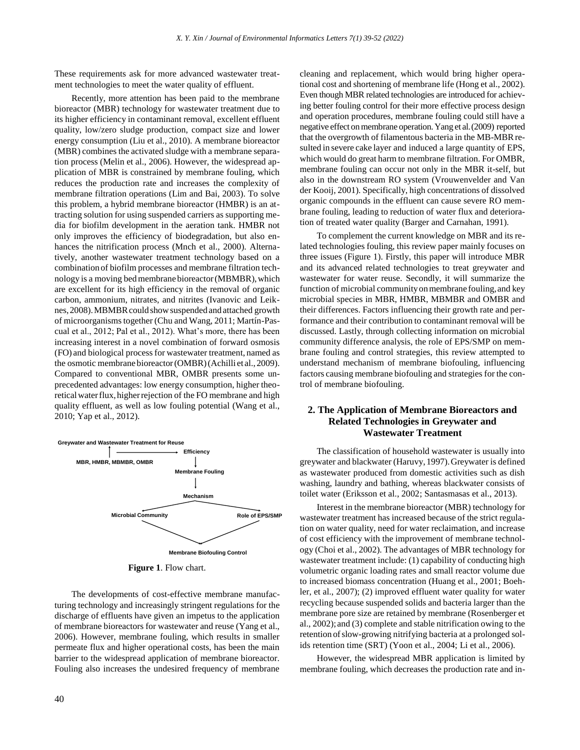These requirements ask for more advanced wastewater treatment technologies to meet the water quality of effluent.

Recently, more attention has been paid to the membrane bioreactor (MBR) technology for wastewater treatment due to its higher efficiency in contaminant removal, excellent effluent quality, low/zero sludge production, compact size and lower energy consumption (Liu et al., 2010). A membrane bioreactor (MBR) combines the activated sludge with a membrane separation process (Melin et al., 2006). However, the widespread application of MBR is constrained by membrane fouling, which reduces the production rate and increases the complexity of membrane filtration operations (Lim and Bai, 2003). To solve this problem, a hybrid membrane bioreactor (HMBR) is an attracting solution for using suspended carriers as supporting media for biofilm development in the aeration tank. HMBR not only improves the efficiency of biodegradation, but also enhances the nitrification process (Mnch et al., 2000). Alternatively, another wastewater treatment technology based on a combination of biofilm processes and membrane filtration technology is a moving bed membrane bioreactor (MBMBR), which are excellent for its high efficiency in the removal of organic carbon, ammonium, nitrates, and nitrites (Ivanovic and Leiknes, 2008). MBMBR could show suspended and attached growth of microorganisms together (Chu and Wang, 2011; Martín-Pascual et al., 2012; Pal et al., 2012). What's more, there has been increasing interest in a novel combination of forward osmosis (FO) and biological process for wastewater treatment, named as the osmotic membrane bioreactor (OMBR) (Achilli et al., 2009). Compared to conventional MBR, OMBR presents some unprecedented advantages: low energy consumption, higher theoretical water flux, higher rejection of the FO membrane and high quality effluent, as well as low fouling potential (Wang et al., 2010; Yap et al., 2012).

Greywater and Wastewater Treatment for Reuse

MBR, HMBR, MBMBR, OMBR → Efficiency → Membrane Fouling → Mechanism → Microbial Community / Role of EPS/SMP → Membrane Biofouling Control

**Figure 1**. Flow chart.

The developments of cost-effective membrane manufacturing technology and increasingly stringent regulations for the discharge of effluents have given an impetus to the application of membrane bioreactors for wastewater and reuse (Yang et al., 2006). However, membrane fouling, which results in smaller permeate flux and higher operational costs, has been the main barrier to the widespread application of membrane bioreactor. Fouling also increases the undesired frequency of membrane cleaning and replacement, which would bring higher operational cost and shortening of membrane life (Hong et al., 2002). Even though MBR related technologies are introduced for achieving better fouling control for their more effective process design and operation procedures, membrane fouling could still have a negative effect on membrane operation. Yang et al. (2009) reported that the overgrowth of filamentous bacteria in the MB-MBR resulted in severe cake layer and induced a large quantity of EPS, which would do great harm to membrane filtration. For OMBR, membrane fouling can occur not only in the MBR it-self, but also in the downstream RO system (Vrouwenvelder and Van der Kooij, 2001). Specifically, high concentrations of dissolved organic compounds in the effluent can cause severe RO membrane fouling, leading to reduction of water flux and deterioration of treated water quality (Barger and Carnahan, 1991).

To complement the current knowledge on MBR and its related technologies fouling, this review paper mainly focuses on three issues (Figure 1). Firstly, this paper will introduce MBR and its advanced related technologies to treat greywater and wastewater for water reuse. Secondly, it will summarize the function of microbial community on membrane fouling, and key microbial species in MBR, HMBR, MBMBR and OMBR and their differences. Factors influencing their growth rate and performance and their contribution to contaminant removal will be discussed. Lastly, through collecting information on microbial community difference analysis, the role of EPS/SMP on membrane fouling and control strategies, this review attempted to understand mechanism of membrane biofouling, influencing factors causing membrane biofouling and strategies for the control of membrane biofouling.

## 2. The Application of Membrane Bioreactors and Related Technologies in Greywater and Wastewater Treatment

The classification of household wastewater is usually into greywater and blackwater (Haruvy, 1997). Greywater is defined as wastewater produced from domestic activities such as dish washing, laundry and bathing, whereas blackwater consists of toilet water (Eriksson et al., 2002; Santasmasas et al., 2013).

Interest in the membrane bioreactor (MBR) technology for wastewater treatment has increased because of the strict regulation on water quality, need for water reclamation, and increase of cost efficiency with the improvement of membrane technology (Choi et al., 2002). The advantages of MBR technology for wastewater treatment include: (1) capability of conducting high volumetric organic loading rates and small reactor volume due to increased biomass concentration (Huang et al., 2001; Boehler, et al., 2007); (2) improved effluent water quality for water recycling because suspended solids and bacteria larger than the membrane pore size are retained by membrane (Rosenberger et al., 2002); and (3) complete and stable nitrification owing to the retention of slow-growing nitrifying bacteria at a prolonged solids retention time (SRT) (Yoon et al., 2004; Li et al., 2006).

However, the widespread MBR application is limited by membrane fouling, which decreases the production rate and in-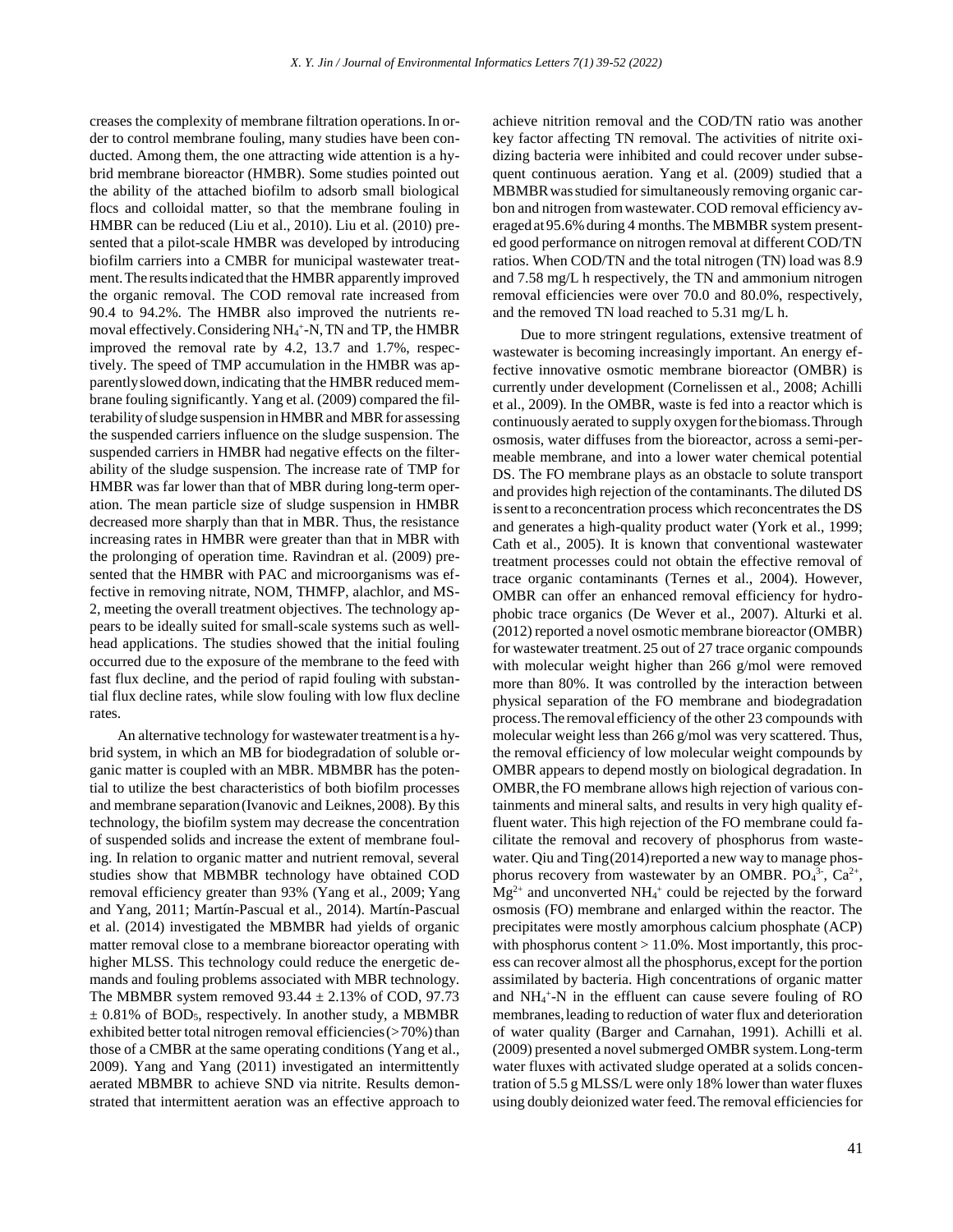creases the complexity of membrane filtration operations. In order to control membrane fouling, many studies have been conducted. Among them, the one attracting wide attention is a hybrid membrane bioreactor (HMBR). Some studies pointed out the ability of the attached biofilm to adsorb small biological flocs and colloidal matter, so that the membrane fouling in HMBR can be reduced (Liu et al., 2010). Liu et al. (2010) presented that a pilot-scale HMBR was developed by introducing biofilm carriers into a CMBR for municipal wastewater treatment. The results indicated that the HMBR apparently improved the organic removal. The COD removal rate increased from 90.4 to 94.2%. The HMBR also improved the nutrients removal effectively. Considering $NH_4^+$-N, TN and TP, the HMBR improved the removal rate by 4.2, 13.7 and 1.7%, respectively. The speed of TMP accumulation in the HMBR was apparently slowed down, indicating that the HMBR reduced membrane fouling significantly. Yang et al. (2009) compared the filterability of sludge suspension in HMBR and MBR for assessing the suspended carriers influence on the sludge suspension. The suspended carriers in HMBR had negative effects on the filterability of the sludge suspension. The increase rate of TMP for HMBR was far lower than that of MBR during long-term operation. The mean particle size of sludge suspension in HMBR decreased more sharply than that in MBR. Thus, the resistance increasing rates in HMBR were greater than that in MBR with the prolonging of operation time. Ravindran et al. (2009) presented that the HMBR with PAC and microorganisms was effective in removing nitrate, NOM, THMFP, alachlor, and MS-2, meeting the overall treatment objectives. The technology appears to be ideally suited for small-scale systems such as wellhead applications. The studies showed that the initial fouling occurred due to the exposure of the membrane to the feed with fast flux decline, and the period of rapid fouling with substantial flux decline rates, while slow fouling with low flux decline rates.

An alternative technology for wastewater treatment is a hybrid system, in which an MB for biodegradation of soluble organic matter is coupled with an MBR. MBMBR has the potential to utilize the best characteristics of both biofilm processes and membrane separation (Ivanovic and Leiknes, 2008). By this technology, the biofilm system may decrease the concentration of suspended solids and increase the extent of membrane fouling. In relation to organic matter and nutrient removal, several studies show that MBMBR technology have obtained COD removal efficiency greater than 93% (Yang et al., 2009; Yang and Yang, 2011; Martín-Pascual et al., 2014). Martín-Pascual et al. (2014) investigated the MBMBR had yields of organic matter removal close to a membrane bioreactor operating with higher MLSS. This technology could reduce the energetic demands and fouling problems associated with MBR technology. The MBMBR system removed $93.44 \pm 2.13\%$ of COD, $97.73 \pm 0.81\%$ of $BOD_5$, respectively. In another study, a MBMBR exhibited better total nitrogen removal efficiencies (>70%) than those of a CMBR at the same operating conditions (Yang et al., 2009). Yang and Yang (2011) investigated an intermittently aerated MBMBR to achieve SND via nitrite. Results demonstrated that intermittent aeration was an effective approach to achieve nitrition removal and the COD/TN ratio was another key factor affecting TN removal. The activities of nitrite oxidizing bacteria were inhibited and could recover under subsequent continuous aeration. Yang et al. (2009) studied that a MBMBR was studied for simultaneously removing organic carbon and nitrogen from wastewater. COD removal efficiency averaged at 95.6% during 4 months. The MBMBR system presented good performance on nitrogen removal at different COD/TN ratios. When COD/TN and the total nitrogen (TN) load was 8.9 and 7.58 mg/L h respectively, the TN and ammonium nitrogen removal efficiencies were over 70.0 and 80.0%, respectively, and the removed TN load reached to 5.31 mg/L h.

Due to more stringent regulations, extensive treatment of wastewater is becoming increasingly important. An energy effective innovative osmotic membrane bioreactor (OMBR) is currently under development (Cornelissen et al., 2008; Achilli et al., 2009). In the OMBR, waste is fed into a reactor which is continuously aerated to supply oxygen for the biomass. Through osmosis, water diffuses from the bioreactor, across a semi-permeable membrane, and into a lower water chemical potential DS. The FO membrane plays as an obstacle to solute transport and provides high rejection of the contaminants. The diluted DS is sent to a reconcentration process which reconcentrates the DS and generates a high-quality product water (York et al., 1999; Cath et al., 2005). It is known that conventional wastewater treatment processes could not obtain the effective removal of trace organic contaminants (Ternes et al., 2004). However, OMBR can offer an enhanced removal efficiency for hydrophobic trace organics (De Wever et al., 2007). Alturki et al. (2012) reported a novel osmotic membrane bioreactor (OMBR) for wastewater treatment. 25 out of 27 trace organic compounds with molecular weight higher than 266 g/mol were removed more than 80%. It was controlled by the interaction between physical separation of the FO membrane and biodegradation process. The removal efficiency of the other 23 compounds with molecular weight less than 266 g/mol was very scattered. Thus, the removal efficiency of low molecular weight compounds by OMBR appears to depend mostly on biological degradation. In OMBR, the FO membrane allows high rejection of various contaminents and mineral salts, and results in very high quality effluent water. This high rejection of the FO membrane could facilitate the removal and recovery of phosphorus from wastewater. Qiu and Ting (2014) reported a new way to manage phosphorus recovery from wastewater by an OMBR. $PO_4^{3-}$, $Ca^{2+}$, $Mg^{2+}$ and unconverted $NH_4^+$ could be rejected by the forward osmosis (FO) membrane and enlarged within the reactor. The precipitates were mostly amorphous calcium phosphate (ACP) with phosphorus content > 11.0%. Most importantly, this process can recover almost all the phosphorus, except for the portion assimilated by bacteria. High concentrations of organic matter and $NH_4^+$-N in the effluent can cause severe fouling of RO membranes, leading to reduction of water flux and deterioration of water quality (Barger and Carnahan, 1991). Achilli et al. (2009) presented a novel submerged OMBR system. Long-term water fluxes with activated sludge operated at a solids concentration of 5.5 g MLSS/L were only 18% lower than water fluxes using doubly deionized water feed. The removal efficiencies for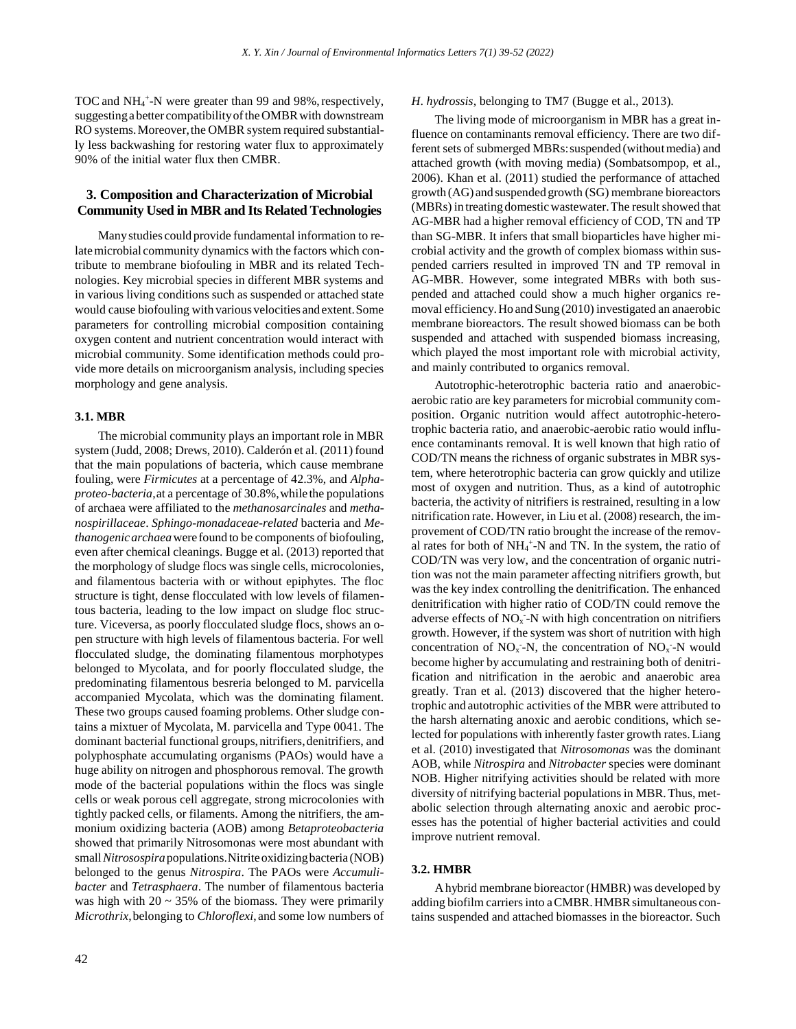TOC and $NH_4^+$-N were greater than 99 and 98%, respectively, suggesting a better compatibility of the OMBR with downstream RO systems. Moreover, the OMBR system required substantially less backwashing for restoring water flux to approximately 90% of the initial water flux then CMBR.

## 3. Composition and Characterization of Microbial Community Used in MBR and Its Related Technologies

Many studies could provide fundamental information to relate microbial community dynamics with the factors which contribute to membrane biofouling in MBR and its related Technologies. Key microbial species in different MBR systems and in various living conditions such as suspended or attached state would cause biofouling with various velocities and extent. Some parameters for controlling microbial composition containing oxygen content and nutrient concentration would interact with microbial community. Some identification methods could provide more details on microorganism analysis, including species morphology and gene analysis.

### 3.1. MBR

The microbial community plays an important role in MBR system (Judd, 2008; Drews, 2010). Calderón et al. (2011) found that the main populations of bacteria, which cause membrane fouling, were *Firmicutes* at a percentage of 42.3%, and *Alphaproteo-bacteria*, at a percentage of 30.8%, while the populations of archaea were affiliated to the *methanosarcinales* and *methanospirillaceae*. *Sphingo-monadaceae-related* bacteria and *Methanogenic archaea* were found to be components of biofouling, even after chemical cleanings. Bugge et al. (2013) reported that the morphology of sludge flocs was single cells, microcolonies, and filamentous bacteria with or without epiphytes. The floc structure is tight, dense flocculated with low levels of filamentous bacteria, leading to the low impact on sludge floc structure. Viceversa, as poorly flocculated sludge flocs, shows an open structure with high levels of filamentous bacteria. For well flocculated sludge, the dominating filamentous morphotypes belonged to Mycolata, and for poorly flocculated sludge, the predominating filamentous besreria belonged to M. parvicella accompanied Mycolata, which was the dominating filament. These two groups caused foaming problems. Other sludge contains a mixtuer of Mycolata, M. parvicella and Type 0041. The dominant bacterial functional groups, nitrifiers, denitrifiers, and polyphosphate accumulating organisms (PAOs) would have a huge ability on nitrogen and phosphorous removal. The growth mode of the bacterial populations within the flocs was single cells or weak porous cell aggregate, strong microcolonies with tightly packed cells, or filaments. Among the nitrifiers, the ammonium oxidizing bacteria (AOB) among *Betaproteobacteria* showed that primarily Nitrosomonas were most abundant with small *Nitrosospira* populations. Nitrite oxidizing bacteria (NOB) belonged to the genus *Nitrospira*. The PAOs were *Accumulibacter* and *Tetrasphaera*. The number of filamentous bacteria was high with 20 ~ 35% of the biomass. They were primarily *Microthrix*, belonging to *Chloroflexi*, and some low numbers of *H. hydrossis*, belonging to TM7 (Bugge et al., 2013).

The living mode of microorganism in MBR has a great influence on contaminants removal efficiency. There are two different sets of submerged MBRs: suspended (without media) and attached growth (with moving media) (Sombatsompop, et al., 2006). Khan et al. (2011) studied the performance of attached growth (AG) and suspended growth (SG) membrane bioreactors (MBRs) in treating domestic wastewater. The result showed that AG-MBR had a higher removal efficiency of COD, TN and TP than SG-MBR. It infers that small bioparticles have higher microbial activity and the growth of complex biomass within suspended carriers resulted in improved TN and TP removal in AG-MBR. However, some integrated MBRs with both suspended and attached could show a much higher organics removal efficiency. Ho and Sung (2010) investigated an anaerobic membrane bioreactors. The result showed biomass can be both suspended and attached with suspended biomass increasing, which played the most important role with microbial activity, and mainly contributed to organics removal.

Autotrophic-heterotrophic bacteria ratio and anaerobic-aerobic ratio are key parameters for microbial community composition. Organic nutrition would affect autotrophic-heterotrophic bacteria ratio, and anaerobic-aerobic ratio would influence contaminants removal. It is well known that high ratio of COD/TN means the richness of organic substrates in MBR system, where heterotrophic bacteria can grow quickly and utilize most of oxygen and nutrition. Thus, as a kind of autotrophic bacteria, the activity of nitrifiers is restrained, resulting in a low nitrification rate. However, in Liu et al. (2008) research, the improvement of COD/TN ratio brought the increase of the removal rates for both of $NH_4^+$-N and TN. In the system, the ratio of COD/TN was very low, and the concentration of organic nutrition was not the main parameter affecting nitrifiers growth, but was the key index controlling the denitrification. The enhanced denitrification with higher ratio of COD/TN could remove the adverse effects of $NO_x^-$-N with high concentration on nitrifiers growth. However, if the system was short of nutrition with high concentration of $NO_x^-$-N, the concentration of $NO_x^-$-N would become higher by accumulating and restraining both of denitrification and nitrification in the aerobic and anaerobic area greatly. Tran et al. (2013) discovered that the higher heterotrophic and autotrophic activities of the MBR were attributed to the harsh alternating anoxic and aerobic conditions, which selected for populations with inherently faster growth rates. Liang et al. (2010) investigated that *Nitrosomonas* was the dominant AOB, while *Nitrospira* and *Nitrobacter* species were dominant NOB. Higher nitrifying activities should be related with more diversity of nitrifying bacterial populations in MBR. Thus, metabolic selection through alternating anoxic and aerobic processes has the potential of higher bacterial activities and could improve nutrient removal.

### 3.2. HMBR

A hybrid membrane bioreactor (HMBR) was developed by adding biofilm carriers into a CMBR. HMBR simultaneous contains suspended and attached biomasses in the bioreactor. Such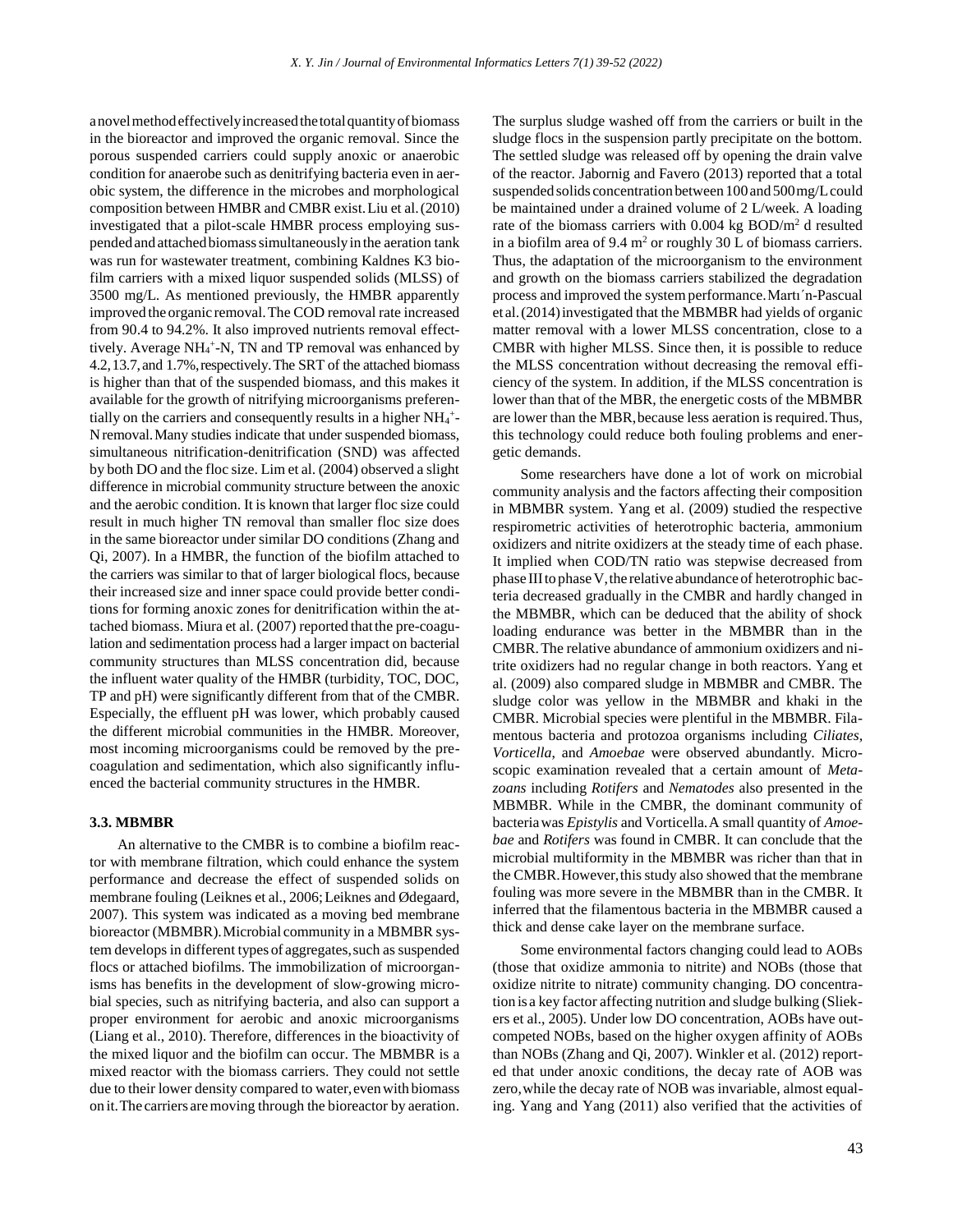a novel method effectively increased the total quantity of biomass in the bioreactor and improved the organic removal. Since the porous suspended carriers could supply anoxic or anaerobic condition for anaerobe such as denitrifying bacteria even in aerobic system, the difference in the microbes and morphological composition between HMBR and CMBR exist. Liu et al. (2010) investigated that a pilot-scale HMBR process employing suspended and attached biomass simultaneously in the aeration tank was run for wastewater treatment, combining Kaldnes K3 biofilm carriers with a mixed liquor suspended solids (MLSS) of 3500 mg/L. As mentioned previously, the HMBR apparently improved the organic removal. The COD removal rate increased from 90.4 to 94.2%. It also improved nutrients removal effectively. Average $NH_4^+$-N, TN and TP removal was enhanced by 4.2, 13.7, and 1.7%, respectively. The SRT of the attached biomass is higher than that of the suspended biomass, and this makes it available for the growth of nitrifying microorganisms preferentially on the carriers and consequently results in a higher $NH_4^+$-N removal. Many studies indicate that under suspended biomass, simultaneous nitrification-denitrification (SND) was affected by both DO and the floc size. Lim et al. (2004) observed a slight difference in microbial community structure between the anoxic and the aerobic condition. It is known that larger floc size could result in much higher TN removal than smaller floc size does in the same bioreactor under similar DO conditions (Zhang and Qi, 2007). In a HMBR, the function of the biofilm attached to the carriers was similar to that of larger biological flocs, because their increased size and inner space could provide better conditions for forming anoxic zones for denitrification within the attached biomass. Miura et al. (2007) reported that the pre-coagulation and sedimentation process had a larger impact on bacterial community structures than MLSS concentration did, because the influent water quality of the HMBR (turbidity, TOC, DOC, TP and pH) were significantly different from that of the CMBR. Especially, the effluent pH was lower, which probably caused the different microbial communities in the HMBR. Moreover, most incoming microorganisms could be removed by the pre-coagulation and sedimentation, which also significantly influenced the bacterial community structures in the HMBR.

### 3.3. MBMBR

An alternative to the CMBR is to combine a biofilm reactor with membrane filtration, which could enhance the system performance and decrease the effect of suspended solids on membrane fouling (Leiknes et al., 2006; Leiknes and Ødegaard, 2007). This system was indicated as a moving bed membrane bioreactor (MBMBR). Microbial community in a MBMBR system develops in different types of aggregates, such as suspended flocs or attached biofilms. The immobilization of microorganisms has benefits in the development of slow-growing microbial species, such as nitrifying bacteria, and also can support a proper environment for aerobic and anoxic microorganisms (Liang et al., 2010). Therefore, differences in the bioactivity of the mixed liquor and the biofilm can occur. The MBMBR is a mixed reactor with the biomass carriers. They could not settle due to their lower density compared to water, even with biomass on it. The carriers are moving through the bioreactor by aeration. The surplus sludge washed off from the carriers or built in the sludge flocs in the suspension partly precipitate on the bottom. The settled sludge was released off by opening the drain valve of the reactor. Jabornig and Favero (2013) reported that a total suspended solids concentration between 100 and 500 mg/L could be maintained under a drained volume of 2 L/week. A loading rate of the biomass carriers with 0.004 kg BOD/m$^2$ d resulted in a biofilm area of 9.4 m$^2$ or roughly 30 L of biomass carriers. Thus, the adaptation of the microorganism to the environment and growth on the biomass carriers stabilized the degradation process and improved the system performance. Martı´n-Pascual et al. (2014) investigated that the MBMBR had yields of organic matter removal with a lower MLSS concentration, close to a CMBR with higher MLSS. Since then, it is possible to reduce the MLSS concentration without decreasing the removal efficiency of the system. In addition, if the MLSS concentration is lower than that of the MBR, the energetic costs of the MBMBR are lower than the MBR, because less aeration is required. Thus, this technology could reduce both fouling problems and energetic demands.

Some researchers have done a lot of work on microbial community analysis and the factors affecting their composition in MBMBR system. Yang et al. (2009) studied the respective respirometric activities of heterotrophic bacteria, ammonium oxidizers and nitrite oxidizers at the steady time of each phase. It implied when COD/TN ratio was stepwise decreased from phase III to phase V, the relative abundance of heterotrophic bacteria decreased gradually in the CMBR and hardly changed in the MBMBR, which can be deduced that the ability of shock loading endurance was better in the MBMBR than in the CMBR. The relative abundance of ammonium oxidizers and nitrite oxidizers had no regular change in both reactors. Yang et al. (2009) also compared sludge in MBMBR and CMBR. The sludge color was yellow in the MBMBR and khaki in the CMBR. Microbial species were plentiful in the MBMBR. Filamentous bacteria and protozoa organisms including *Ciliates*, *Vorticella*, and *Amoebae* were observed abundantly. Microscopic examination revealed that a certain amount of *Metazoans* including *Rotifers* and *Nematodes* also presented in the MBMBR. While in the CMBR, the dominant community of bacteria was *Epistylis* and Vorticella. A small quantity of *Amoebae* and *Rotifers* was found in CMBR. It can conclude that the microbial multiformity in the MBMBR was richer than that in the CMBR. However, this study also showed that the membrane fouling was more severe in the MBMBR than in the CMBR. It inferred that the filamentous bacteria in the MBMBR caused a thick and dense cake layer on the membrane surface.

Some environmental factors changing could lead to AOBs (those that oxidize ammonia to nitrite) and NOBs (those that oxidize nitrite to nitrate) community changing. DO concentration is a key factor affecting nutrition and sludge bulking (Sliekers et al., 2005). Under low DO concentration, AOBs have outcompeted NOBs, based on the higher oxygen affinity of AOBs than NOBs (Zhang and Qi, 2007). Winkler et al. (2012) reported that under anoxic conditions, the decay rate of AOB was zero, while the decay rate of NOB was invariable, almost equaling. Yang and Yang (2011) also verified that the activities of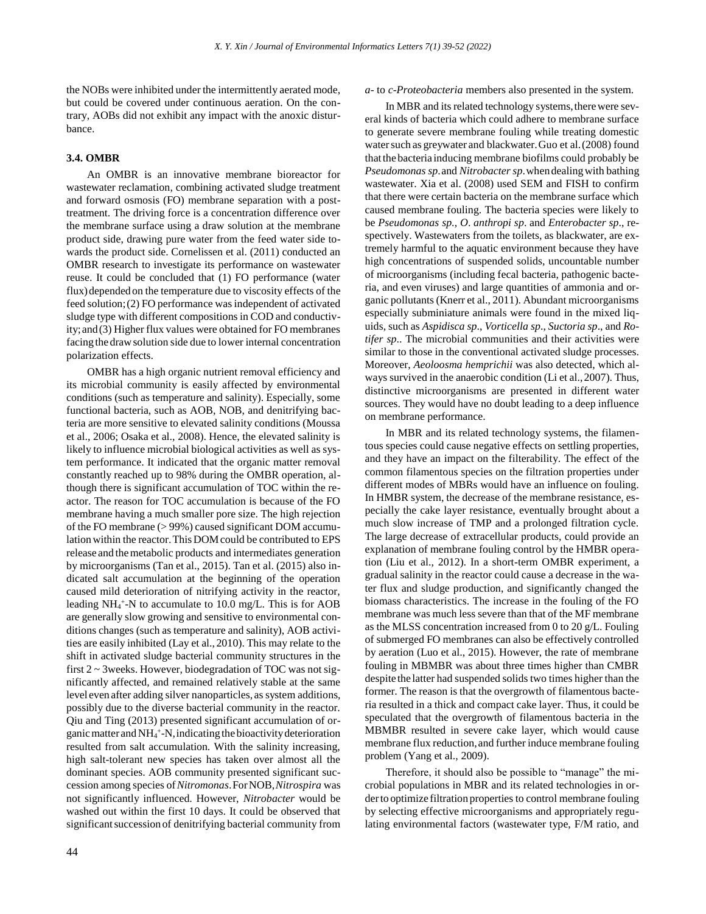the NOBs were inhibited under the intermittently aerated mode, but could be covered under continuous aeration. On the contrary, AOBs did not exhibit any impact with the anoxic disturbance.

### 3.4. OMBR

An OMBR is an innovative membrane bioreactor for wastewater reclamation, combining activated sludge treatment and forward osmosis (FO) membrane separation with a post-treatment. The driving force is a concentration difference over the membrane surface using a draw solution at the membrane product side, drawing pure water from the feed water side towards the product side. Cornelissen et al. (2011) conducted an OMBR research to investigate its performance on wastewater reuse. It could be concluded that (1) FO performance (water flux) depended on the temperature due to viscosity effects of the feed solution; (2) FO performance was independent of activated sludge type with different compositions in COD and conductivity; and (3) Higher flux values were obtained for FO membranes facing the draw solution side due to lower internal concentration polarization effects.

OMBR has a high organic nutrient removal efficiency and its microbial community is easily affected by environmental conditions (such as temperature and salinity). Especially, some functional bacteria, such as AOB, NOB, and denitrifying bacteria are more sensitive to elevated salinity conditions (Moussa et al., 2006; Osaka et al., 2008). Hence, the elevated salinity is likely to influence microbial biological activities as well as system performance. It indicated that the organic matter removal constantly reached up to 98% during the OMBR operation, although there is significant accumulation of TOC within the reactor. The reason for TOC accumulation is because of the FO membrane having a much smaller pore size. The high rejection of the FO membrane (> 99%) caused significant DOM accumulation within the reactor. This DOM could be contributed to EPS release and the metabolic products and intermediates generation by microorganisms (Tan et al., 2015). Tan et al. (2015) also indicated salt accumulation at the beginning of the operation caused mild deterioration of nitrifying activity in the reactor, leading $NH_4^+$-N to accumulate to 10.0 mg/L. This is for AOB are generally slow growing and sensitive to environmental conditions changes (such as temperature and salinity), AOB activities are easily inhibited (Lay et al., 2010). This may relate to the shift in activated sludge bacterial community structures in the first 2 ~ 3weeks. However, biodegradation of TOC was not significantly affected, and remained relatively stable at the same level even after adding silver nanoparticles, as system additions, possibly due to the diverse bacterial community in the reactor. Qiu and Ting (2013) presented significant accumulation of organic matter and $NH_4^+$-N, indicating the bioactivity deterioration resulted from salt accumulation. With the salinity increasing, high salt-tolerant new species has taken over almost all the dominant species. AOB community presented significant succession among species of *Nitromonas*. For NOB, *Nitrospira* was not significantly influenced. However, *Nitrobacter* would be washed out within the first 10 days. It could be observed that significant succession of denitrifying bacterial community from *a*- to *c*-*Proteobacteria* members also presented in the system.

In MBR and its related technology systems, there were several kinds of bacteria which could adhere to membrane surface to generate severe membrane fouling while treating domestic water such as greywater and blackwater. Guo et al. (2008) found that the bacteria inducing membrane biofilms could probably be *Pseudomonas sp.* and *Nitrobacter sp.* when dealing with bathing wastewater. Xia et al. (2008) used SEM and FISH to confirm that there were certain bacteria on the membrane surface which caused membrane fouling. The bacteria species were likely to be *Pseudomonas sp.*, *O. anthropi sp.* and *Enterobacter sp.*, respectively. Wastewaters from the toilets, as blackwater, are extremely harmful to the aquatic environment because they have high concentrations of suspended solids, uncountable number of microorganisms (including fecal bacteria, pathogenic bacteria, and even viruses) and large quantities of ammonia and organic pollutants (Knerr et al., 2011). Abundant microorganisms especially subminiature animals were found in the mixed liquids, such as *Aspidisca sp.*, *Vorticella sp.*, *Suctoria sp.*, and *Rotifer sp.*. The microbial communities and their activities were similar to those in the conventional activated sludge processes. Moreover, *Aeoloosma hemprichii* was also detected, which always survived in the anaerobic condition (Li et al., 2007). Thus, distinctive microorganisms are presented in different water sources. They would have no doubt leading to a deep influence on membrane performance.

In MBR and its related technology systems, the filamentous species could cause negative effects on settling properties, and they have an impact on the filterability. The effect of the common filamentous species on the filtration properties under different modes of MBRs would have an influence on fouling. In HMBR system, the decrease of the membrane resistance, especially the cake layer resistance, eventually brought about a much slow increase of TMP and a prolonged filtration cycle. The large decrease of extracellular products, could provide an explanation of membrane fouling control by the HMBR operation (Liu et al., 2012). In a short-term OMBR experiment, a gradual salinity in the reactor could cause a decrease in the water flux and sludge production, and significantly changed the biomass characteristics. The increase in the fouling of the FO membrane was much less severe than that of the MF membrane as the MLSS concentration increased from 0 to 20 g/L. Fouling of submerged FO membranes can also be effectively controlled by aeration (Luo et al., 2015). However, the rate of membrane fouling in MBMBR was about three times higher than CMBR despite the latter had suspended solids two times higher than the former. The reason is that the overgrowth of filamentous bacteria resulted in a thick and compact cake layer. Thus, it could be speculated that the overgrowth of filamentous bacteria in the MBMBR resulted in severe cake layer, which would cause membrane flux reduction, and further induce membrane fouling problem (Yang et al., 2009).

Therefore, it should also be possible to "manage" the microbial populations in MBR and its related technologies in order to optimize filtration properties to control membrane fouling by selecting effective microorganisms and appropriately regulating environmental factors (wastewater type, F/M ratio, and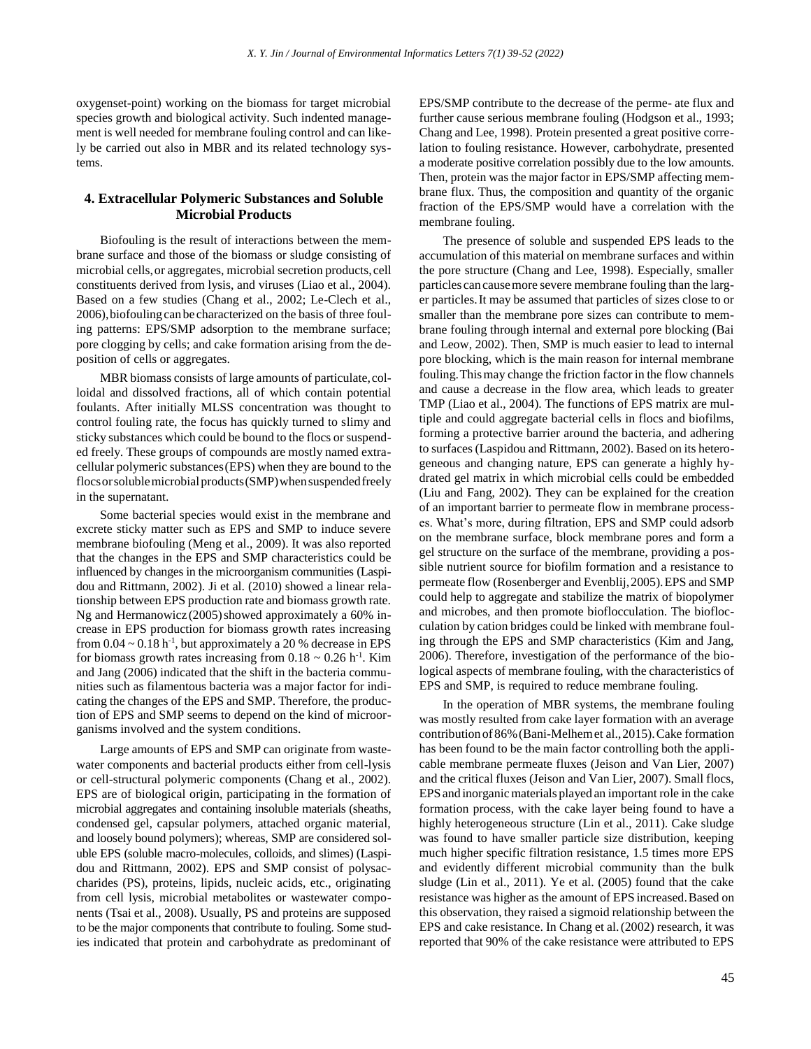oxygenset-point) working on the biomass for target microbial species growth and biological activity. Such indented management is well needed for membrane fouling control and can likely be carried out also in MBR and its related technology systems.

## 4. Extracellular Polymeric Substances and Soluble Microbial Products

Biofouling is the result of interactions between the membrane surface and those of the biomass or sludge consisting of microbial cells, or aggregates, microbial secretion products, cell constituents derived from lysis, and viruses (Liao et al., 2004). Based on a few studies (Chang et al., 2002; Le-Clech et al., 2006), biofouling can be characterized on the basis of three fouling patterns: EPS/SMP adsorption to the membrane surface; pore clogging by cells; and cake formation arising from the deposition of cells or aggregates.

MBR biomass consists of large amounts of particulate, colloidal and dissolved fractions, all of which contain potential foulants. After initially MLSS concentration was thought to control fouling rate, the focus has quickly turned to slimy and sticky substances which could be bound to the flocs or suspended freely. These groups of compounds are mostly named extracellular polymeric substances (EPS) when they are bound to the flocs or soluble microbial products (SMP) when suspended freely in the supernatant.

Some bacterial species would exist in the membrane and excrete sticky matter such as EPS and SMP to induce severe membrane biofouling (Meng et al., 2009). It was also reported that the changes in the EPS and SMP characteristics could be influenced by changes in the microorganism communities (Laspidou and Rittmann, 2002). Ji et al. (2010) showed a linear relationship between EPS production rate and biomass growth rate. Ng and Hermanowicz (2005) showed approximately a 60% increase in EPS production for biomass growth rates increasing from $0.04 \sim 0.18$ h$^{-1}$, but approximately a 20 % decrease in EPS for biomass growth rates increasing from $0.18 \sim 0.26$ h$^{-1}$. Kim and Jang (2006) indicated that the shift in the bacteria communities such as filamentous bacteria was a major factor for indicating the changes of the EPS and SMP. Therefore, the production of EPS and SMP seems to depend on the kind of microorganisms involved and the system conditions.

Large amounts of EPS and SMP can originate from wastewater components and bacterial products either from cell-lysis or cell-structural polymeric components (Chang et al., 2002). EPS are of biological origin, participating in the formation of microbial aggregates and containing insoluble materials (sheaths, condensed gel, capsular polymers, attached organic material, and loosely bound polymers); whereas, SMP are considered soluble EPS (soluble macro-molecules, colloids, and slimes) (Laspidou and Rittmann, 2002). EPS and SMP consist of polysaccharides (PS), proteins, lipids, nucleic acids, etc., originating from cell lysis, microbial metabolites or wastewater components (Tsai et al., 2008). Usually, PS and proteins are supposed to be the major components that contribute to fouling. Some studies indicated that protein and carbohydrate as predominant of EPS/SMP contribute to the decrease of the perme- ate flux and further cause serious membrane fouling (Hodgson et al., 1993; Chang and Lee, 1998). Protein presented a great positive correlation to fouling resistance. However, carbohydrate, presented a moderate positive correlation possibly due to the low amounts. Then, protein was the major factor in EPS/SMP affecting membrane flux. Thus, the composition and quantity of the organic fraction of the EPS/SMP would have a correlation with the membrane fouling.

The presence of soluble and suspended EPS leads to the accumulation of this material on membrane surfaces and within the pore structure (Chang and Lee, 1998). Especially, smaller particles can cause more severe membrane fouling than the larger particles. It may be assumed that particles of sizes close to or smaller than the membrane pore sizes can contribute to membrane fouling through internal and external pore blocking (Bai and Leow, 2002). Then, SMP is much easier to lead to internal pore blocking, which is the main reason for internal membrane fouling. This may change the friction factor in the flow channels and cause a decrease in the flow area, which leads to greater TMP (Liao et al., 2004). The functions of EPS matrix are multiple and could aggregate bacterial cells in flocs and biofilms, forming a protective barrier around the bacteria, and adhering to surfaces (Laspidou and Rittmann, 2002). Based on its heterogeneous and changing nature, EPS can generate a highly hydrated gel matrix in which microbial cells could be embedded (Liu and Fang, 2002). They can be explained for the creation of an important barrier to permeate flow in membrane processes. What's more, during filtration, EPS and SMP could adsorb on the membrane surface, block membrane pores and form a gel structure on the surface of the membrane, providing a possible nutrient source for biofilm formation and a resistance to permeate flow (Rosenberger and Evenblij, 2005). EPS and SMP could help to aggregate and stabilize the matrix of biopolymer and microbes, and then promote bioflocculation. The bioflocculation by cation bridges could be linked with membrane fouling through the EPS and SMP characteristics (Kim and Jang, 2006). Therefore, investigation of the performance of the biological aspects of membrane fouling, with the characteristics of EPS and SMP, is required to reduce membrane fouling.

In the operation of MBR systems, the membrane fouling was mostly resulted from cake layer formation with an average contribution of 86% (Bani-Melhem et al., 2015). Cake formation has been found to be the main factor controlling both the applicable membrane permeate fluxes (Jeison and Van Lier, 2007) and the critical fluxes (Jeison and Van Lier, 2007). Small flocs, EPS and inorganic materials played an important role in the cake formation process, with the cake layer being found to have a highly heterogeneous structure (Lin et al., 2011). Cake sludge was found to have smaller particle size distribution, keeping much higher specific filtration resistance, 1.5 times more EPS and evidently different microbial community than the bulk sludge (Lin et al., 2011). Ye et al. (2005) found that the cake resistance was higher as the amount of EPS increased. Based on this observation, they raised a sigmoid relationship between the EPS and cake resistance. In Chang et al. (2002) research, it was reported that 90% of the cake resistance were attributed to EPS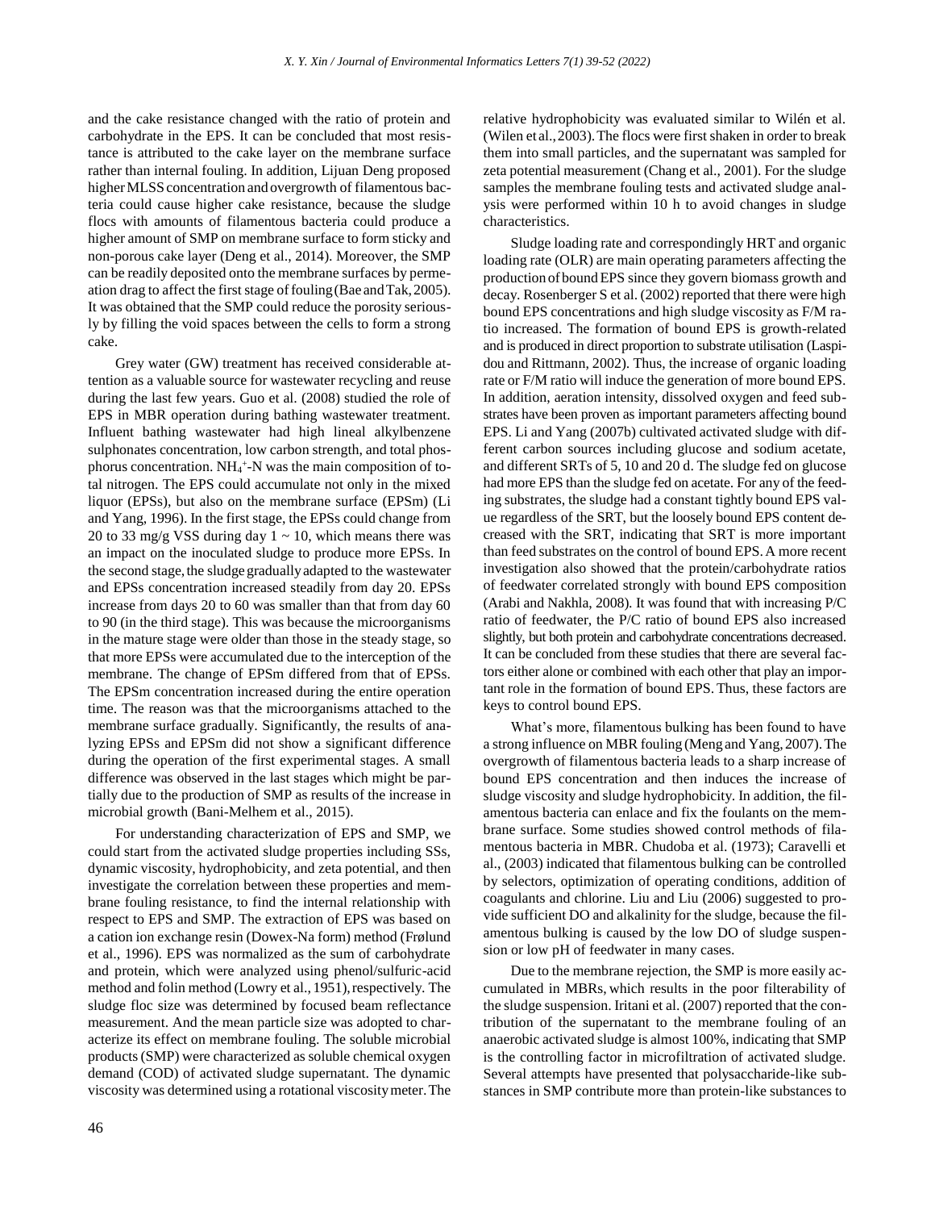and the cake resistance changed with the ratio of protein and carbohydrate in the EPS. It can be concluded that most resistance is attributed to the cake layer on the membrane surface rather than internal fouling. In addition, Lijuan Deng proposed higher MLSS concentration and overgrowth of filamentous bacteria could cause higher cake resistance, because the sludge flocs with amounts of filamentous bacteria could produce a higher amount of SMP on membrane surface to form sticky and non-porous cake layer (Deng et al., 2014). Moreover, the SMP can be readily deposited onto the membrane surfaces by permeation drag to affect the first stage of fouling (Bae and Tak, 2005). It was obtained that the SMP could reduce the porosity seriously by filling the void spaces between the cells to form a strong cake.

Grey water (GW) treatment has received considerable attention as a valuable source for wastewater recycling and reuse during the last few years. Guo et al. (2008) studied the role of EPS in MBR operation during bathing wastewater treatment. Influent bathing wastewater had high lineal alkylbenzene sulphonates concentration, low carbon strength, and total phosphorus concentration. $NH_4^+$-N was the main composition of total nitrogen. The EPS could accumulate not only in the mixed liquor (EPSs), but also on the membrane surface (EPSm) (Li and Yang, 1996). In the first stage, the EPSs could change from 20 to 33 mg/g VSS during day 1 ~ 10, which means there was an impact on the inoculated sludge to produce more EPSs. In the second stage, the sludge gradually adapted to the wastewater and EPSs concentration increased steadily from day 20. EPSs increase from days 20 to 60 was smaller than that from day 60 to 90 (in the third stage). This was because the microorganisms in the mature stage were older than those in the steady stage, so that more EPSs were accumulated due to the interception of the membrane. The change of EPSm differed from that of EPSs. The EPSm concentration increased during the entire operation time. The reason was that the microorganisms attached to the membrane surface gradually. Significantly, the results of analyzing EPSs and EPSm did not show a significant difference during the operation of the first experimental stages. A small difference was observed in the last stages which might be partially due to the production of SMP as results of the increase in microbial growth (Bani-Melhem et al., 2015).

For understanding characterization of EPS and SMP, we could start from the activated sludge properties including SSs, dynamic viscosity, hydrophobicity, and zeta potential, and then investigate the correlation between these properties and membrane fouling resistance, to find the internal relationship with respect to EPS and SMP. The extraction of EPS was based on a cation ion exchange resin (Dowex-Na form) method (Frølund et al., 1996). EPS was normalized as the sum of carbohydrate and protein, which were analyzed using phenol/sulfuric-acid method and folin method (Lowry et al., 1951), respectively. The sludge floc size was determined by focused beam reflectance measurement. And the mean particle size was adopted to characterize its effect on membrane fouling. The soluble microbial products (SMP) were characterized as soluble chemical oxygen demand (COD) of activated sludge supernatant. The dynamic viscosity was determined using a rotational viscosity meter. The relative hydrophobicity was evaluated similar to Wilén et al. (Wilen et al., 2003). The flocs were first shaken in order to break them into small particles, and the supernatant was sampled for zeta potential measurement (Chang et al., 2001). For the sludge samples the membrane fouling tests and activated sludge analysis were performed within 10 h to avoid changes in sludge characteristics.

Sludge loading rate and correspondingly HRT and organic loading rate (OLR) are main operating parameters affecting the production of bound EPS since they govern biomass growth and decay. Rosenberger S et al. (2002) reported that there were high bound EPS concentrations and high sludge viscosity as F/M ratio increased. The formation of bound EPS is growth-related and is produced in direct proportion to substrate utilisation (Laspidou and Rittmann, 2002). Thus, the increase of organic loading rate or F/M ratio will induce the generation of more bound EPS. In addition, aeration intensity, dissolved oxygen and feed substrates have been proven as important parameters affecting bound EPS. Li and Yang (2007b) cultivated activated sludge with different carbon sources including glucose and sodium acetate, and different SRTs of 5, 10 and 20 d. The sludge fed on glucose had more EPS than the sludge fed on acetate. For any of the feeding substrates, the sludge had a constant tightly bound EPS value regardless of the SRT, but the loosely bound EPS content decreased with the SRT, indicating that SRT is more important than feed substrates on the control of bound EPS. A more recent investigation also showed that the protein/carbohydrate ratios of feedwater correlated strongly with bound EPS composition (Arabi and Nakhla, 2008). It was found that with increasing P/C ratio of feedwater, the P/C ratio of bound EPS also increased slightly, but both protein and carbohydrate concentrations decreased. It can be concluded from these studies that there are several factors either alone or combined with each other that play an important role in the formation of bound EPS. Thus, these factors are keys to control bound EPS.

What's more, filamentous bulking has been found to have a strong influence on MBR fouling (Meng and Yang, 2007). The overgrowth of filamentous bacteria leads to a sharp increase of bound EPS concentration and then induces the increase of sludge viscosity and sludge hydrophobicity. In addition, the filamentous bacteria can enlace and fix the foulants on the membrane surface. Some studies showed control methods of filamentous bacteria in MBR. Chudoba et al. (1973); Caravelli et al., (2003) indicated that filamentous bulking can be controlled by selectors, optimization of operating conditions, addition of coagulants and chlorine. Liu and Liu (2006) suggested to provide sufficient DO and alkalinity for the sludge, because the filamentous bulking is caused by the low DO of sludge suspension or low pH of feedwater in many cases.

Due to the membrane rejection, the SMP is more easily accumulated in MBRs, which results in the poor filterability of the sludge suspension. Iritani et al. (2007) reported that the contribution of the supernatant to the membrane fouling of an anaerobic activated sludge is almost 100%, indicating that SMP is the controlling factor in microfiltration of activated sludge. Several attempts have presented that polysaccharide-like substances in SMP contribute more than protein-like substances to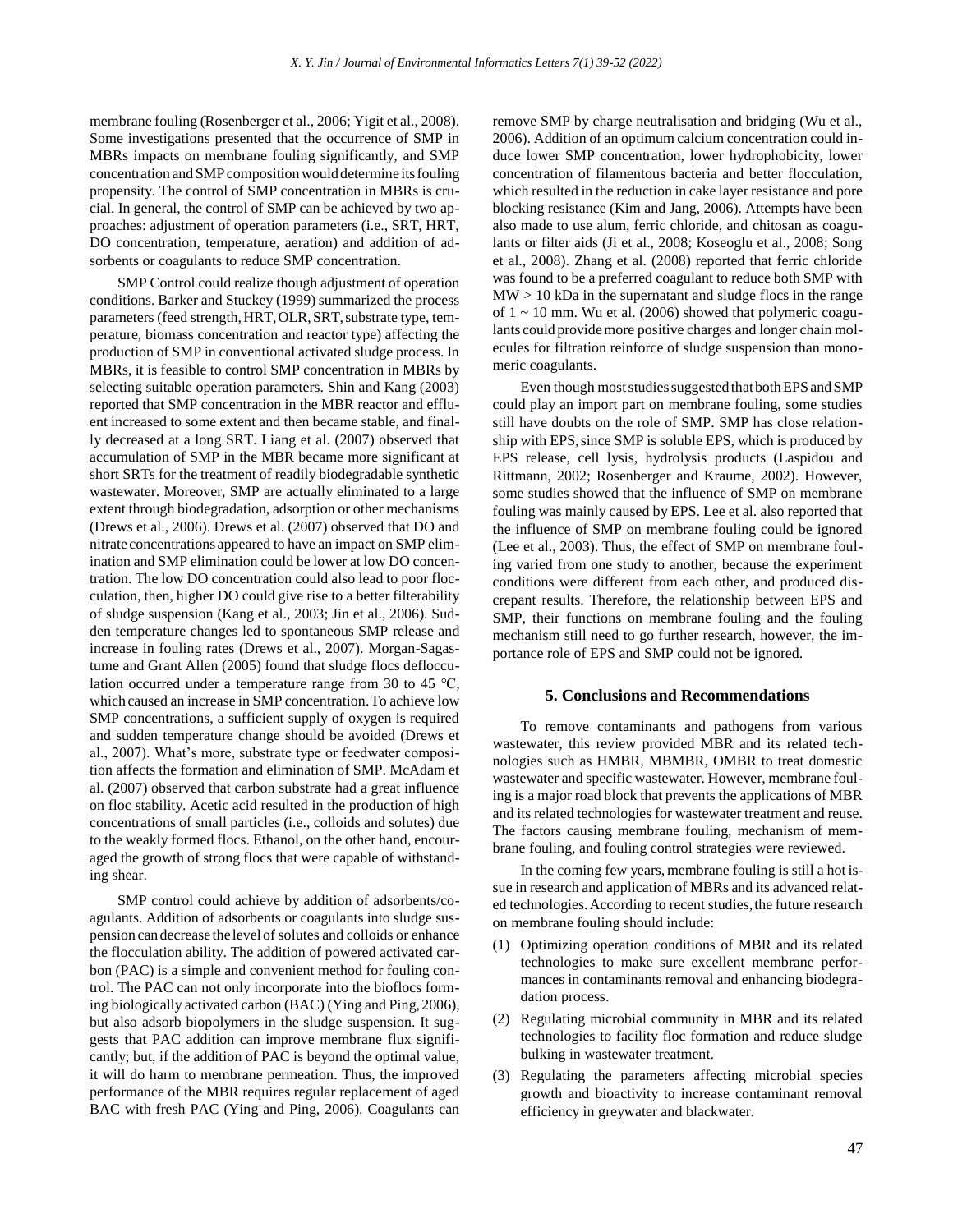membrane fouling (Rosenberger et al., 2006; Yigit et al., 2008). Some investigations presented that the occurrence of SMP in MBRs impacts on membrane fouling significantly, and SMP concentration and SMP composition would determine its fouling propensity. The control of SMP concentration in MBRs is crucial. In general, the control of SMP can be achieved by two approaches: adjustment of operation parameters (i.e., SRT, HRT, DO concentration, temperature, aeration) and addition of adsorbents or coagulants to reduce SMP concentration.

SMP Control could realize though adjustment of operation conditions. Barker and Stuckey (1999) summarized the process parameters (feed strength, HRT, OLR, SRT, substrate type, temperature, biomass concentration and reactor type) affecting the production of SMP in conventional activated sludge process. In MBRs, it is feasible to control SMP concentration in MBRs by selecting suitable operation parameters. Shin and Kang (2003) reported that SMP concentration in the MBR reactor and effluent increased to some extent and then became stable, and finally decreased at a long SRT. Liang et al. (2007) observed that accumulation of SMP in the MBR became more significant at short SRTs for the treatment of readily biodegradable synthetic wastewater. Moreover, SMP are actually eliminated to a large extent through biodegradation, adsorption or other mechanisms (Drews et al., 2006). Drews et al. (2007) observed that DO and nitrate concentrations appeared to have an impact on SMP elimination and SMP elimination could be lower at low DO concentration. The low DO concentration could also lead to poor flocculation, then, higher DO could give rise to a better filterability of sludge suspension (Kang et al., 2003; Jin et al., 2006). Sudden temperature changes led to spontaneous SMP release and increase in fouling rates (Drews et al., 2007). Morgan-Sagastume and Grant Allen (2005) found that sludge flocs deflocculation occurred under a temperature range from 30 to 45 °C, which caused an increase in SMP concentration. To achieve low SMP concentrations, a sufficient supply of oxygen is required and sudden temperature change should be avoided (Drews et al., 2007). What's more, substrate type or feedwater composition affects the formation and elimination of SMP. McAdam et al. (2007) observed that carbon substrate had a great influence on floc stability. Acetic acid resulted in the production of high concentrations of small particles (i.e., colloids and solutes) due to the weakly formed flocs. Ethanol, on the other hand, encouraged the growth of strong flocs that were capable of withstanding shear.

SMP control could achieve by addition of adsorbents/coagulants. Addition of adsorbents or coagulants into sludge suspension can decrease the level of solutes and colloids or enhance the flocculation ability. The addition of powered activated carbon (PAC) is a simple and convenient method for fouling control. The PAC can not only incorporate into the biofloes forming biologically activated carbon (BAC) (Ying and Ping, 2006), but also adsorb biopolymers in the sludge suspension. It suggests that PAC addition can improve membrane flux significantly; but, if the addition of PAC is beyond the optimal value, it will do harm to membrane permeation. Thus, the improved performance of the MBR requires regular replacement of aged BAC with fresh PAC (Ying and Ping, 2006). Coagulants can remove SMP by charge neutralisation and bridging (Wu et al., 2006). Addition of an optimum calcium concentration could induce lower SMP concentration, lower hydrophobicity, lower concentration of filamentous bacteria and better flocculation, which resulted in the reduction in cake layer resistance and pore blocking resistance (Kim and Jang, 2006). Attempts have been also made to use alum, ferric chloride, and chitosan as coagulants or filter aids (Ji et al., 2008; Koseoglu et al., 2008; Song et al., 2008). Zhang et al. (2008) reported that ferric chloride was found to be a preferred coagulant to reduce both SMP with MW > 10 kDa in the supernatant and sludge flocs in the range of 1 ~ 10 mm. Wu et al. (2006) showed that polymeric coagulants could provide more positive charges and longer chain molecules for filtration reinforce of sludge suspension than monomeric coagulants.

Even though most studies suggested that both EPS and SMP could play an import part on membrane fouling, some studies still have doubts on the role of SMP. SMP has close relationship with EPS, since SMP is soluble EPS, which is produced by EPS release, cell lysis, hydrolysis products (Laspidou and Rittmann, 2002; Rosenberger and Kraume, 2002). However, some studies showed that the influence of SMP on membrane fouling was mainly caused by EPS. Lee et al. also reported that the influence of SMP on membrane fouling could be ignored (Lee et al., 2003). Thus, the effect of SMP on membrane fouling varied from one study to another, because the experiment conditions were different from each other, and produced discrepant results. Therefore, the relationship between EPS and SMP, their functions on membrane fouling and the fouling mechanism still need to go further research, however, the importance role of EPS and SMP could not be ignored.

## 5. Conclusions and Recommendations

To remove contaminants and pathogens from various wastewater, this review provided MBR and its related technologies such as HMBR, MBMBR, OMBR to treat domestic wastewater and specific wastewater. However, membrane fouling is a major road block that prevents the applications of MBR and its related technologies for wastewater treatment and reuse. The factors causing membrane fouling, mechanism of membrane fouling, and fouling control strategies were reviewed.

In the coming few years, membrane fouling is still a hot issue in research and application of MBRs and its advanced related technologies. According to recent studies, the future research on membrane fouling should include:

(1) Optimizing operation conditions of MBR and its related technologies to make sure excellent membrane performances in contaminants removal and enhancing biodegradation process.

(2) Regulating microbial community in MBR and its related technologies to facility floc formation and reduce sludge bulking in wastewater treatment.

(3) Regulating the parameters affecting microbial species growth and bioactivity to increase contaminant removal efficiency in greywater and blackwater.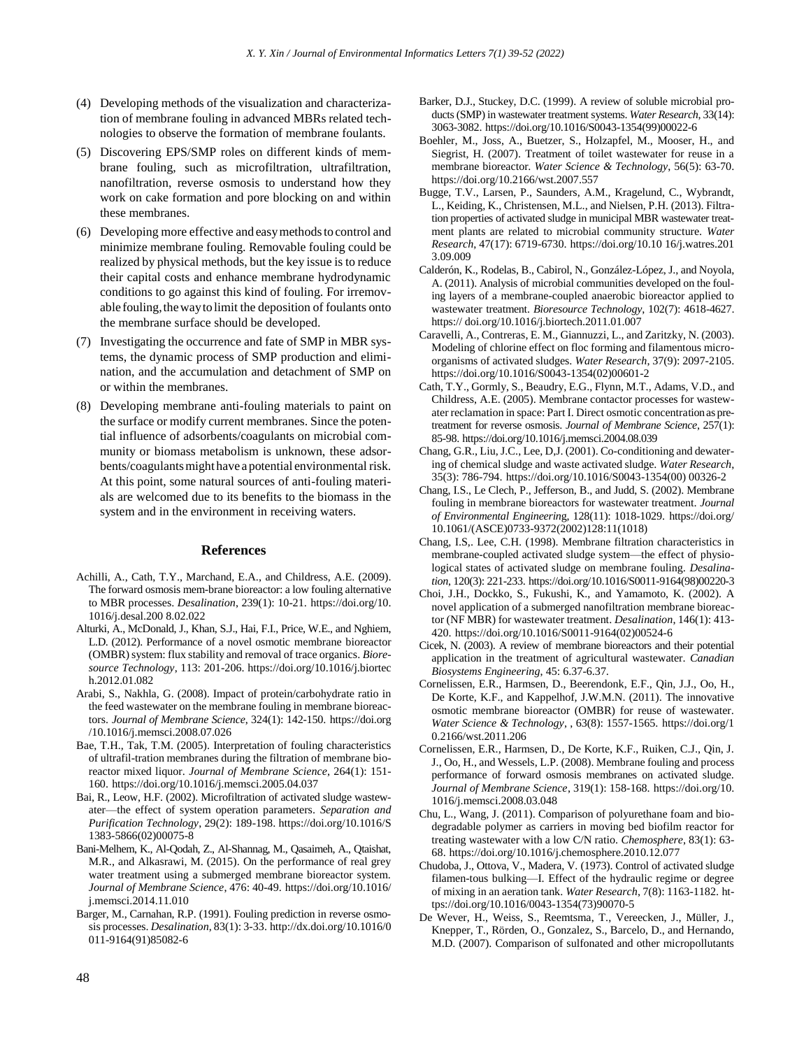(4) Developing methods of the visualization and characterization of membrane fouling in advanced MBRs related technologies to observe the formation of membrane foulants.

(5) Discovering EPS/SMP roles on different kinds of membrane fouling, such as microfiltration, ultrafiltration, nanofiltration, reverse osmosis to understand how they work on cake formation and pore blocking on and within these membranes.

(6) Developing more effective and easy methods to control and minimize membrane fouling. Removable fouling could be realized by physical methods, but the key issue is to reduce their capital costs and enhance membrane hydrodynamic conditions to go against this kind of fouling. For irremovable fouling, the way to limit the deposition of foulants onto the membrane surface should be developed.

(7) Investigating the occurrence and fate of SMP in MBR systems, the dynamic process of SMP production and elimination, and the accumulation and detachment of SMP on or within the membranes.

(8) Developing membrane anti-fouling materials to paint on the surface or modify current membranes. Since the potential influence of adsorbents/coagulants on microbial community or biomass metabolism is unknown, these adsorbents/coagulants might have a potential environmental risk. At this point, some natural sources of anti-fouling materials are welcomed due to its benefits to the biomass in the system and in the environment in receiving waters.

## References

Achilli, A., Cath, T.Y., Marchand, E.A., and Childress, A.E. (2009). The forward osmosis mem-brane bioreactor: a low fouling alternative to MBR processes. *Desalination*, 239(1): 10-21. https://doi.org/10.1016/j.desal.200 8.02.022

Alturki, A., McDonald, J., Khan, S.J., Hai, F.I., Price, W.E., and Nghiem, L.D. (2012). Performance of a novel osmotic membrane bioreactor (OMBR) system: flux stability and removal of trace organics. *Bioresource Technology*, 113: 201-206. https://doi.org/10.1016/j.biortech.2012.01.082

Arabi, S., Nakhla, G. (2008). Impact of protein/carbohydrate ratio in the feed wastewater on the membrane fouling in membrane bioreactors. *Journal of Membrane Science*, 324(1): 142-150. https://doi.org /10.1016/j.memsci.2008.07.026

Bae, T.H., Tak, T.M. (2005). Interpretation of fouling characteristics of ultrafil-tration membranes during the filtration of membrane bioreactor mixed liquor. *Journal of Membrane Science*, 264(1): 151-160. https://doi.org/10.1016/j.memsci.2005.04.037

Bai, R., Leow, H.F. (2002). Microfiltration of activated sludge wastewater—the effect of system operation parameters. *Separation and Purification Technology*, 29(2): 189-198. https://doi.org/10.1016/S 1383-5866(02)00075-8

Bani-Melhem, K., Al-Qodah, Z., Al-Shannag, M., Qasaimeh, A., Qtaishat, M.R., and Alkasrawi, M. (2015). On the performance of real grey water treatment using a submerged membrane bioreactor system. *Journal of Membrane Science*, 476: 40-49. https://doi.org/10.1016/ j.memsci.2014.11.010

Barger, M., Carnahan, R.P. (1991). Fouling prediction in reverse osmosis processes. *Desalination*, 83(1): 3-33. http://dx.doi.org/10.1016/0 011-9164(91)85082-6

Barker, D.J., Stuckey, D.C. (1999). A review of soluble microbial products (SMP) in wastewater treatment systems. *Water Research*, 33(14): 3063-3082. https://doi.org/10.1016/S0043-1354(99)00022-6

Boehler, M., Joss, A., Buetzer, S., Holzapfel, M., Mooser, H., and Siegrist, H. (2007). Treatment of toilet wastewater for reuse in a membrane bioreactor. *Water Science & Technology*, 56(5): 63-70. https://doi.org/10.2166/wst.2007.557

Bugge, T.V., Larsen, P., Saunders, A.M., Kragelund, C., Wybrandt, L., Keiding, K., Christensen, M.L., and Nielsen, P.H. (2013). Filtration properties of activated sludge in municipal MBR wastewater treatment plants are related to microbial community structure. *Water Research*, 47(17): 6719-6730. https://doi.org/10.10 16/j.watres.201 3.09.009

Calderón, K., Rodelas, B., Cabirol, N., González-López, J., and Noyola, A. (2011). Analysis of microbial communities developed on the fouling layers of a membrane-coupled anaerobic bioreactor applied to wastewater treatment. *Bioresource Technology*, 102(7): 4618-4627. https:// doi.org/10.1016/j.biortech.2011.01.007

Caravelli, A., Contreras, E. M., Giannuzzi, L., and Zaritzky, N. (2003). Modeling of chlorine effect on floc forming and filamentous micro-organisms of activated sludges. *Water Research*, 37(9): 2097-2105. https://doi.org/10.1016/S0043-1354(02)00601-2

Cath, T.Y., Gormly, S., Beaudry, E.G., Flynn, M.T., Adams, V.D., and Childress, A.E. (2005). Membrane contactor processes for wastewater reclamation in space: Part I. Direct osmotic concentration as pretreatment for reverse osmosis. *Journal of Membrane Science*, 257(1): 85-98. https://doi.org/10.1016/j.memsci.2004.08.039

Chang, G.R., Liu, J.C., Lee, D,J. (2001). Co-conditioning and dewatering of chemical sludge and waste activated sludge. *Water Research*, 35(3): 786-794. https://doi.org/10.1016/S0043-1354(00) 00326-2

Chang, I.S., Le Clech, P., Jefferson, B., and Judd, S. (2002). Membrane fouling in membrane bioreactors for wastewater treatment. *Journal of Environmental Engineering*, 128(11): 1018-1029. https://doi.org/ 10.1061/(ASCE)0733-9372(2002)128:11(1018)

Chang, I.S,. Lee, C.H. (1998). Membrane filtration characteristics in membrane-coupled activated sludge system—the effect of physiological states of activated sludge on membrane fouling. *Desalination*, 120(3): 221-233. https://doi.org/10.1016/S0011-9164(98)00220-3

Choi, J.H., Dockko, S., Fukushi, K., and Yamamoto, K. (2002). A novel application of a submerged nanofiltration membrane bioreactor (NF MBR) for wastewater treatment. *Desalination*, 146(1): 413-420. https://doi.org/10.1016/S0011-9164(02)00524-6

Cicek, N. (2003). A review of membrane bioreactors and their potential application in the treatment of agricultural wastewater. *Canadian Biosystems Engineering*, 45: 6.37-6.37.

Cornelissen, E.R., Harmsen, D., Beerendonk, E.F., Qin, J.J., Oo, H., De Korte, K.F., and Kappelhof, J.W.M.N. (2011). The innovative osmotic membrane bioreactor (OMBR) for reuse of wastewater. *Water Science & Technology*, , 63(8): 1557-1565. https://doi.org/1 0.2166/wst.2011.206

Cornelissen, E.R., Harmsen, D., De Korte, K.F., Ruiken, C.J., Qin, J. J., Oo, H., and Wessels, L.P. (2008). Membrane fouling and process performance of forward osmosis membranes on activated sludge. *Journal of Membrane Science*, 319(1): 158-168. https://doi.org/10. 1016/j.memsci.2008.03.048

Chu, L., Wang, J. (2011). Comparison of polyurethane foam and biodegradable polymer as carriers in moving bed biofilm reactor for treating wastewater with a low C/N ratio. *Chemosphere*, 83(1): 63-68. https://doi.org/10.1016/j.chemosphere.2010.12.077

Chudoba, J., Ottova, V., Madera, V. (1973). Control of activated sludge filamen-tous bulking—I. Effect of the hydraulic regime or degree of mixing in an aeration tank. *Water Research*, 7(8): 1163-1182. https://doi.org/10.1016/0043-1354(73)90070-5

De Wever, H., Weiss, S., Reemtsma, T., Vereecken, J., Müller, J., Knepper, T., Rörden, O., Gonzalez, S., Barcelo, D., and Hernando, M.D. (2007). Comparison of sulfonated and other micropollutants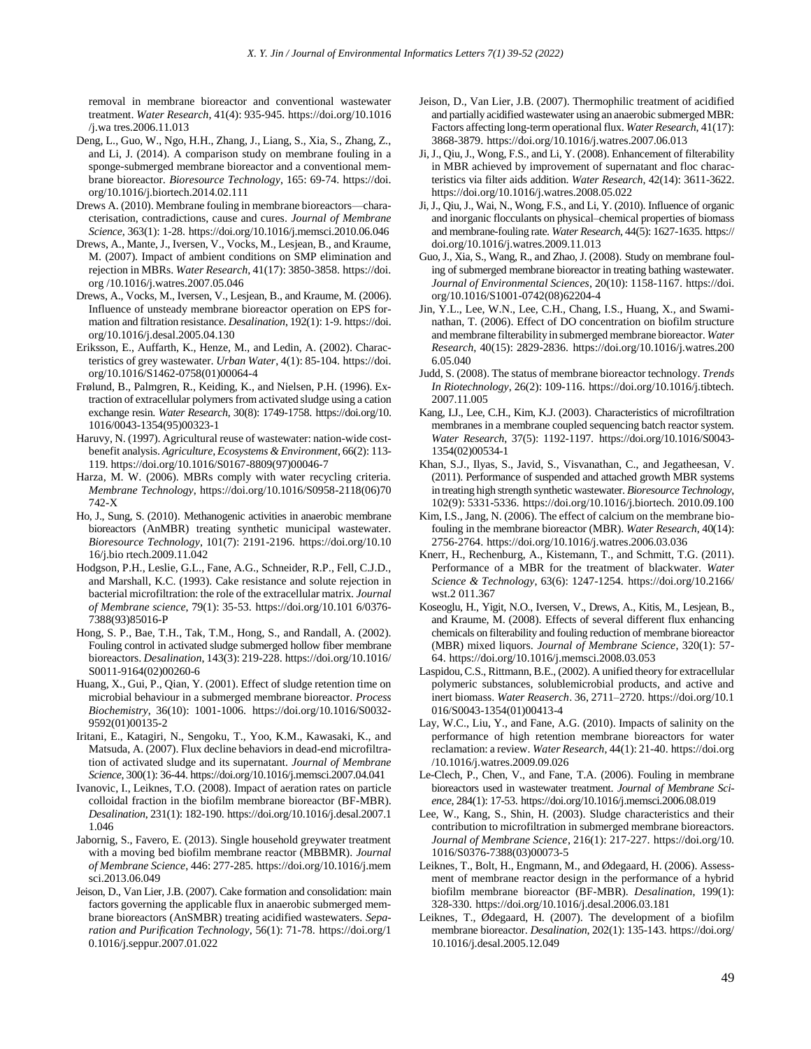removal in membrane bioreactor and conventional wastewater treatment. *Water Research*, 41(4): 935-945. https://doi.org/10.1016/j.wa tres.2006.11.013

Deng, L., Guo, W., Ngo, H.H., Zhang, J., Liang, S., Xia, S., Zhang, Z., and Li, J. (2014). A comparison study on membrane fouling in a sponge-submerged membrane bioreactor and a conventional membrane bioreactor. *Bioresource Technology*, 165: 69-74. https://doi.org/10.1016/j.biortech.2014.02.111

Drews A. (2010). Membrane fouling in membrane bioreactors—characterisation, contradictions, cause and cures. *Journal of Membrane Science*, 363(1): 1-28. https://doi.org/10.1016/j.memsci.2010.06.046

Drews, A., Mante, J., Iversen, V., Vocks, M., Lesjean, B., and Kraume, M. (2007). Impact of ambient conditions on SMP elimination and rejection in MBRs. *Water Research*, 41(17): 3850-3858. https://doi.org /10.1016/j.watres.2007.05.046

Drews, A., Vocks, M., Iversen, V., Lesjean, B., and Kraume, M. (2006). Influence of unsteady membrane bioreactor operation on EPS formation and filtration resistance. *Desalination*, 192(1): 1-9. https://doi.org/10.1016/j.desal.2005.04.130

Eriksson, E., Auffarth, K., Henze, M., and Ledin, A. (2002). Characteristics of grey wastewater. *Urban Water*, 4(1): 85-104. https://doi.org/10.1016/S1462-0758(01)00064-4

Frølund, B., Palmgren, R., Keiding, K., and Nielsen, P.H. (1996). Extraction of extracellular polymers from activated sludge using a cation exchange resin. *Water Research*, 30(8): 1749-1758. https://doi.org/10.1016/0043-1354(95)00323-1

Haruvy, N. (1997). Agricultural reuse of wastewater: nation-wide cost-benefit analysis. *Agriculture, Ecosystems & Environment*, 66(2): 113-119. https://doi.org/10.1016/S0167-8809(97)00046-7

Harza, M. W. (2006). MBRs comply with water recycling criteria. *Membrane Technology*, https://doi.org/10.1016/S0958-2118(06)70742-X

Ho, J., Sung, S. (2010). Methanogenic activities in anaerobic membrane bioreactors (AnMBR) treating synthetic municipal wastewater. *Bioresource Technology*, 101(7): 2191-2196. https://doi.org/10.1016/j.bio rtech.2009.11.042

Hodgson, P.H., Leslie, G.L., Fane, A.G., Schneider, R.P., Fell, C.J.D., and Marshall, K.C. (1993). Cake resistance and solute rejection in bacterial microfiltration: the role of the extracellular matrix. *Journal of Membrane science*, 79(1): 35-53. https://doi.org/10.101 6/0376-7388(93)85016-P

Hong, S. P., Bae, T.H., Tak, T.M., Hong, S., and Randall, A. (2002). Fouling control in activated sludge submerged hollow fiber membrane bioreactors. *Desalination*, 143(3): 219-228. https://doi.org/10.1016/S0011-9164(02)00260-6

Huang, X., Gui, P., Qian, Y. (2001). Effect of sludge retention time on microbial behaviour in a submerged membrane bioreactor. *Process Biochemistry*, 36(10): 1001-1006. https://doi.org/10.1016/S0032-9592(01)00135-2

Iritani, E., Katagiri, N., Sengoku, T., Yoo, K.M., Kawasaki, K., and Matsuda, A. (2007). Flux decline behaviors in dead-end microfiltration of activated sludge and its supernatant. *Journal of Membrane Science*, 300(1): 36-44. https://doi.org/10.1016/j.memsci.2007.04.041

Ivanovic, I., Leiknes, T.O. (2008). Impact of aeration rates on particle colloidal fraction in the biofilm membrane bioreactor (BF-MBR). *Desalination*, 231(1): 182-190. https://doi.org/10.1016/j.desal.2007.11.046

Jabornig, S., Favero, E. (2013). Single household greywater treatment with a moving bed biofilm membrane reactor (MBBMR). *Journal of Membrane Science*, 446: 277-285. https://doi.org/10.1016/j.memsci.2013.06.049

Jeison, D., Van Lier, J.B. (2007). Cake formation and consolidation: main factors governing the applicable flux in anaerobic submerged membrane bioreactors (AnSMBR) treating acidified wastewaters. *Separation and Purification Technology*, 56(1): 71-78. https://doi.org/10.1016/j.seppur.2007.01.022

Jeison, D., Van Lier, J.B. (2007). Thermophilic treatment of acidified and partially acidified wastewater using an anaerobic submerged MBR: Factors affecting long-term operational flux. *Water Research*, 41(17): 3868-3879. https://doi.org/10.1016/j.watres.2007.06.013

Ji, J., Qiu, J., Wong, F.S., and Li, Y. (2008). Enhancement of filterability in MBR achieved by improvement of supernatant and floc characteristics via filter aids addition. *Water Research*, 42(14): 3611-3622. https://doi.org/10.1016/j.watres.2008.05.022

Ji, J., Qiu, J., Wai, N., Wong, F.S., and Li, Y. (2010). Influence of organic and inorganic flocculants on physical–chemical properties of biomass and membrane-fouling rate. *Water Research*, 44(5): 1627-1635. https://doi.org/10.1016/j.watres.2009.11.013

Guo, J., Xia, S., Wang, R., and Zhao, J. (2008). Study on membrane fouling of submerged membrane bioreactor in treating bathing wastewater. *Journal of Environmental Sciences*, 20(10): 1158-1167. https://doi.org/10.1016/S1001-0742(08)62204-4

Jin, Y.L., Lee, W.N., Lee, C.H., Chang, I.S., Huang, X., and Swaminathan, T. (2006). Effect of DO concentration on biofilm structure and membrane filterability in submerged membrane bioreactor. *Water Research*, 40(15): 2829-2836. https://doi.org/10.1016/j.watres.2006.05.040

Judd, S. (2008). The status of membrane bioreactor technology. *Trends In Riotechnology*, 26(2): 109-116. https://doi.org/10.1016/j.tibtech.2007.11.005

Kang, I.J., Lee, C.H., Kim, K.J. (2003). Characteristics of microfiltration membranes in a membrane coupled sequencing batch reactor system. *Water Research*, 37(5): 1192-1197. https://doi.org/10.1016/S0043-1354(02)00534-1

Khan, S.J., Ilyas, S., Javid, S., Visvanathan, C., and Jegatheesan, V. (2011). Performance of suspended and attached growth MBR systems in treating high strength synthetic wastewater. *Bioresource Technology*, 102(9): 5331-5336. https://doi.org/10.1016/j.biortech. 2010.09.100

Kim, I.S., Jang, N. (2006). The effect of calcium on the membrane biofouling in the membrane bioreactor (MBR). *Water Research*, 40(14): 2756-2764. https://doi.org/10.1016/j.watres.2006.03.036

Knerr, H., Rechenburg, A., Kistemann, T., and Schmitt, T.G. (2011). Performance of a MBR for the treatment of blackwater. *Water Science & Technology*, 63(6): 1247-1254. https://doi.org/10.2166/wst.2 011.367

Koseoglu, H., Yigit, N.O., Iversen, V., Drews, A., Kitis, M., Lesjean, B., and Kraume, M. (2008). Effects of several different flux enhancing chemicals on filterability and fouling reduction of membrane bioreactor (MBR) mixed liquors. *Journal of Membrane Science*, 320(1): 57-64. https://doi.org/10.1016/j.memsci.2008.03.053

Laspidou, C.S., Rittmann, B.E., (2002). A unified theory for extracellular polymeric substances, solublemicrobial products, and active and inert biomass. *Water Reaserch*. 36, 2711–2720. https://doi.org/10.1016/S0043-1354(01)00413-4

Lay, W.C., Liu, Y., and Fane, A.G. (2010). Impacts of salinity on the performance of high retention membrane bioreactors for water reclamation: a review. *Water Research*, 44(1): 21-40. https://doi.org /10.1016/j.watres.2009.09.026

Le-Clech, P., Chen, V., and Fane, T.A. (2006). Fouling in membrane bioreactors used in wastewater treatment. *Journal of Membrane Science*, 284(1): 17-53. https://doi.org/10.1016/j.memsci.2006.08.019

Lee, W., Kang, S., Shin, H. (2003). Sludge characteristics and their contribution to microfiltration in submerged membrane bioreactors. *Journal of Membrane Science*, 216(1): 217-227. https://doi.org/10.1016/S0376-7388(03)00073-5

Leiknes, T., Bolt, H., Engmann, M., and Ødegaard, H. (2006). Assessment of membrane reactor design in the performance of a hybrid biofilm membrane bioreactor (BF-MBR). *Desalination*, 199(1): 328-330. https://doi.org/10.1016/j.desal.2006.03.181

Leiknes, T., Ødegaard, H. (2007). The development of a biofilm membrane bioreactor. *Desalination*, 202(1): 135-143. https://doi.org/10.1016/j.desal.2005.12.049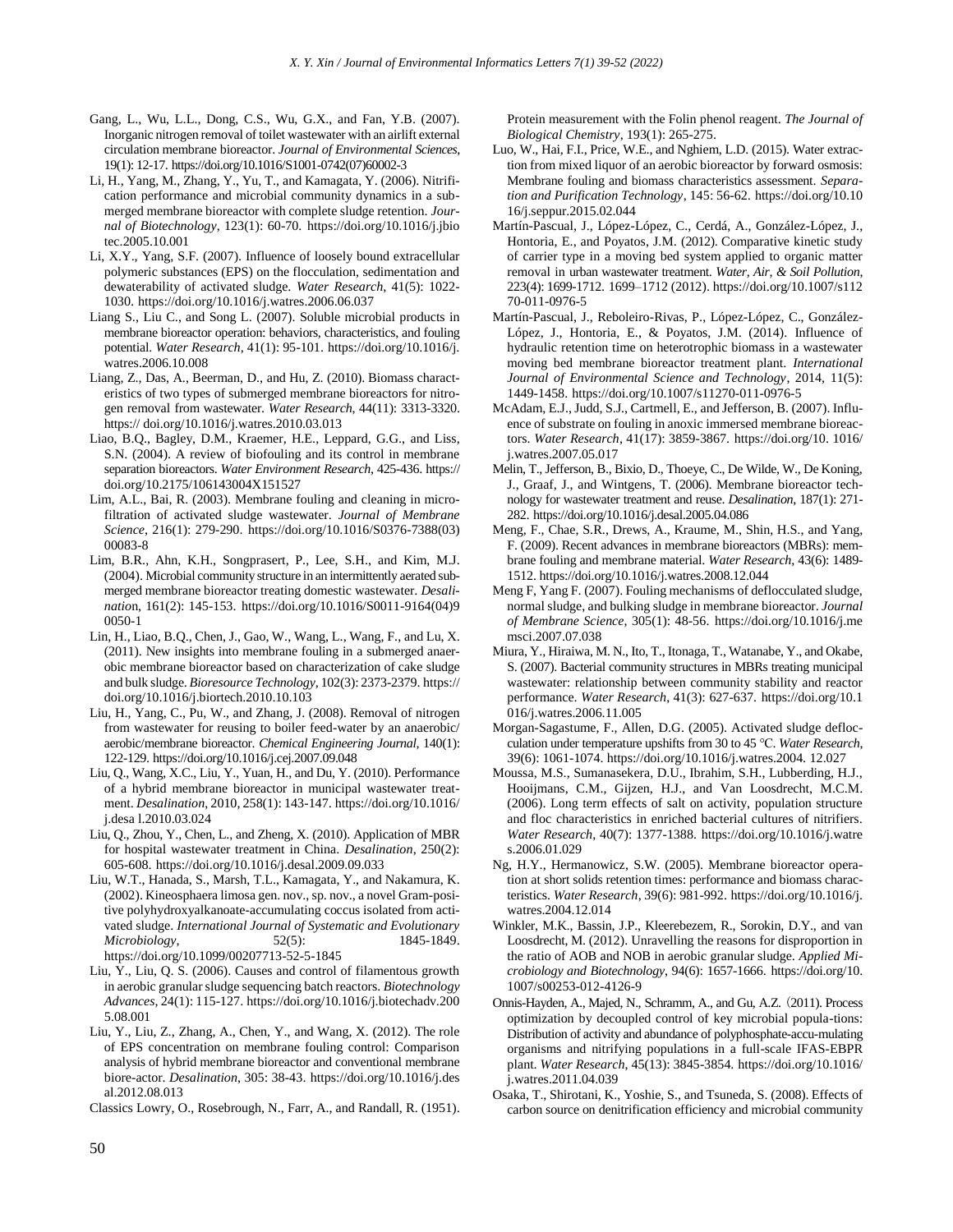Gang, L., Wu, L.L., Dong, C.S., Wu, G.X., and Fan, Y.B. (2007). Inorganic nitrogen removal of toilet wastewater with an airlift external circulation membrane bioreactor. *Journal of Environmental Sciences*, 19(1): 12-17. https://doi.org/10.1016/S1001-0742(07)60002-3

Li, H., Yang, M., Zhang, Y., Yu, T., and Kamagata, Y. (2006). Nitrification performance and microbial community dynamics in a submerged membrane bioreactor with complete sludge retention. *Journal of Biotechnology*, 123(1): 60-70. https://doi.org/10.1016/j.jbiotec.2005.10.001

Li, X.Y., Yang, S.F. (2007). Influence of loosely bound extracellular polymeric substances (EPS) on the flocculation, sedimentation and dewaterability of activated sludge. *Water Research*, 41(5): 1022-1030. https://doi.org/10.1016/j.watres.2006.06.037

Liang S., Liu C., and Song L. (2007). Soluble microbial products in membrane bioreactor operation: behaviors, characteristics, and fouling potential. *Water Research*, 41(1): 95-101. https://doi.org/10.1016/j.watres.2006.10.008

Liang, Z., Das, A., Beerman, D., and Hu, Z. (2010). Biomass characteristics of two types of submerged membrane bioreactors for nitrogen removal from wastewater. *Water Research*, 44(11): 3313-3320. https:// doi.org/10.1016/j.watres.2010.03.013

Liao, B.Q., Bagley, D.M., Kraemer, H.E., Leppard, G.G., and Liss, S.N. (2004). A review of biofouling and its control in membrane separation bioreactors. *Water Environment Research*, 425-436. https:// doi.org/10.2175/106143004X151527

Lim, A.L., Bai, R. (2003). Membrane fouling and cleaning in microfiltration of activated sludge wastewater. *Journal of Membrane Science*, 216(1): 279-290. https://doi.org/10.1016/S0376-7388(03)00083-8

Lim, B.R., Ahn, K.H., Songprasert, P., Lee, S.H., and Kim, M.J. (2004). Microbial community structure in an intermittently aerated submerged membrane bioreactor treating domestic wastewater. *Desalination*, 161(2): 145-153. https://doi.org/10.1016/S0011-9164(04)90050-1

Lin, H., Liao, B.Q., Chen, J., Gao, W., Wang, L., Wang, F., and Lu, X. (2011). New insights into membrane fouling in a submerged anaerobic membrane bioreactor based on characterization of cake sludge and bulk sludge. *Bioresource Technology*, 102(3): 2373-2379. https:// doi.org/10.1016/j.biortech.2010.10.103

Liu, H., Yang, C., Pu, W., and Zhang, J. (2008). Removal of nitrogen from wastewater for reusing to boiler feed-water by an anaerobic/ aerobic/membrane bioreactor. *Chemical Engineering Journal*, 140(1): 122-129. https://doi.org/10.1016/j.cej.2007.09.048

Liu, Q., Wang, X.C., Liu, Y., Yuan, H., and Du, Y. (2010). Performance of a hybrid membrane bioreactor in municipal wastewater treatment. *Desalination*, 2010, 258(1): 143-147. https://doi.org/10.1016/ j.desa l.2010.03.024

Liu, Q., Zhou, Y., Chen, L., and Zheng, X. (2010). Application of MBR for hospital wastewater treatment in China. *Desalination*, 250(2): 605-608. https://doi.org/10.1016/j.desal.2009.09.033

Liu, W.T., Hanada, S., Marsh, T.L., Kamagata, Y., and Nakamura, K. (2002). Kineosphaera limosa gen. nov., sp. nov., a novel Gram-positive polyhydroxyalkanoate-accumulating coccus isolated from activated sludge. *International Journal of Systematic and Evolutionary Microbiology*, 52(5): 1845-1849. https://doi.org/10.1099/00207713-52-5-1845

Liu, Y., Liu, Q. S. (2006). Causes and control of filamentous growth in aerobic granular sludge sequencing batch reactors. *Biotechnology Advances*, 24(1): 115-127. https://doi.org/10.1016/j.biotechadv.2005.08.001

Liu, Y., Liu, Z., Zhang, A., Chen, Y., and Wang, X. (2012). The role of EPS concentration on membrane fouling control: Comparison analysis of hybrid membrane bioreactor and conventional membrane biore-actor. *Desalination*, 305: 38-43. https://doi.org/10.1016/j.desal.2012.08.013

Classics Lowry, O., Rosebrough, N., Farr, A., and Randall, R. (1951). Protein measurement with the Folin phenol reagent. *The Journal of Biological Chemistry*, 193(1): 265-275.

Luo, W., Hai, F.I., Price, W.E., and Nghiem, L.D. (2015). Water extraction from mixed liquor of an aerobic bioreactor by forward osmosis: Membrane fouling and biomass characteristics assessment. *Separation and Purification Technology*, 145: 56-62. https://doi.org/10.1016/j.seppur.2015.02.044

Martín-Pascual, J., López-López, C., Cerdá, A., González-López, J., Hontoria, E., and Poyatos, J.M. (2012). Comparative kinetic study of carrier type in a moving bed system applied to organic matter removal in urban wastewater treatment. *Water, Air, & Soil Pollution*, 223(4): 1699-1712. 1699–1712 (2012). https://doi.org/10.1007/s11270-011-0976-5

Martín-Pascual, J., Reboleiro-Rivas, P., López-López, C., González-López, J., Hontoria, E., & Poyatos, J.M. (2014). Influence of hydraulic retention time on heterotrophic biomass in a wastewater moving bed membrane bioreactor treatment plant. *International Journal of Environmental Science and Technology*, 2014, 11(5): 1449-1458. https://doi.org/10.1007/s11270-011-0976-5

McAdam, E.J., Judd, S.J., Cartmell, E., and Jefferson, B. (2007). Influence of substrate on fouling in anoxic immersed membrane bioreactors. *Water Research*, 41(17): 3859-3867. https://doi.org/10. 1016/ j.watres.2007.05.017

Melin, T., Jefferson, B., Bixio, D., Thoeye, C., De Wilde, W., De Koning, J., Graaf, J., and Wintgens, T. (2006). Membrane bioreactor technology for wastewater treatment and reuse. *Desalination*, 187(1): 271-282. https://doi.org/10.1016/j.desal.2005.04.086

Meng, F., Chae, S.R., Drews, A., Kraume, M., Shin, H.S., and Yang, F. (2009). Recent advances in membrane bioreactors (MBRs): membrane fouling and membrane material. *Water Research*, 43(6): 1489-1512. https://doi.org/10.1016/j.watres.2008.12.044

Meng F, Yang F. (2007). Fouling mechanisms of deflocculated sludge, normal sludge, and bulking sludge in membrane bioreactor. *Journal of Membrane Science*, 305(1): 48-56. https://doi.org/10.1016/j.memsci.2007.07.038

Miura, Y., Hiraiwa, M. N., Ito, T., Itonaga, T., Watanabe, Y., and Okabe, S. (2007). Bacterial community structures in MBRs treating municipal wastewater: relationship between community stability and reactor performance. *Water Research*, 41(3): 627-637. https://doi.org/10.1016/j.watres.2006.11.005

Morgan-Sagastume, F., Allen, D.G. (2005). Activated sludge deflocculation under temperature upshifts from 30 to 45 °C. *Water Research*, 39(6): 1061-1074. https://doi.org/10.1016/j.watres.2004. 12.027

Moussa, M.S., Sumanasekera, D.U., Ibrahim, S.H., Lubberding, H.J., Hooijmans, C.M., Gijzen, H.J., and Van Loosdrecht, M.C.M. (2006). Long term effects of salt on activity, population structure and floc characteristics in enriched bacterial cultures of nitrifiers. *Water Research*, 40(7): 1377-1388. https://doi.org/10.1016/j.watres.2006.01.029

Ng, H.Y., Hermanowicz, S.W. (2005). Membrane bioreactor operation at short solids retention times: performance and biomass characteristics. *Water Research*, 39(6): 981-992. https://doi.org/10.1016/j.watres.2004.12.014

Winkler, M.K., Bassin, J.P., Kleerebezem, R., Sorokin, D.Y., and van Loosdrecht, M. (2012). Unravelling the reasons for disproportion in the ratio of AOB and NOB in aerobic granular sludge. *Applied Microbiology and Biotechnology*, 94(6): 1657-1666. https://doi.org/10.1007/s00253-012-4126-9

Onnis-Hayden, A., Majed, N., Schramm, A., and Gu, A.Z. (2011). Process optimization by decoupled control of key microbial popula-tions: Distribution of activity and abundance of polyphosphate-accu-mulating organisms and nitrifying populations in a full-scale IFAS-EBPR plant. *Water Research*, 45(13): 3845-3854. https://doi.org/10.1016/ j.watres.2011.04.039

Osaka, T., Shirotani, K., Yoshie, S., and Tsuneda, S. (2008). Effects of carbon source on denitrification efficiency and microbial community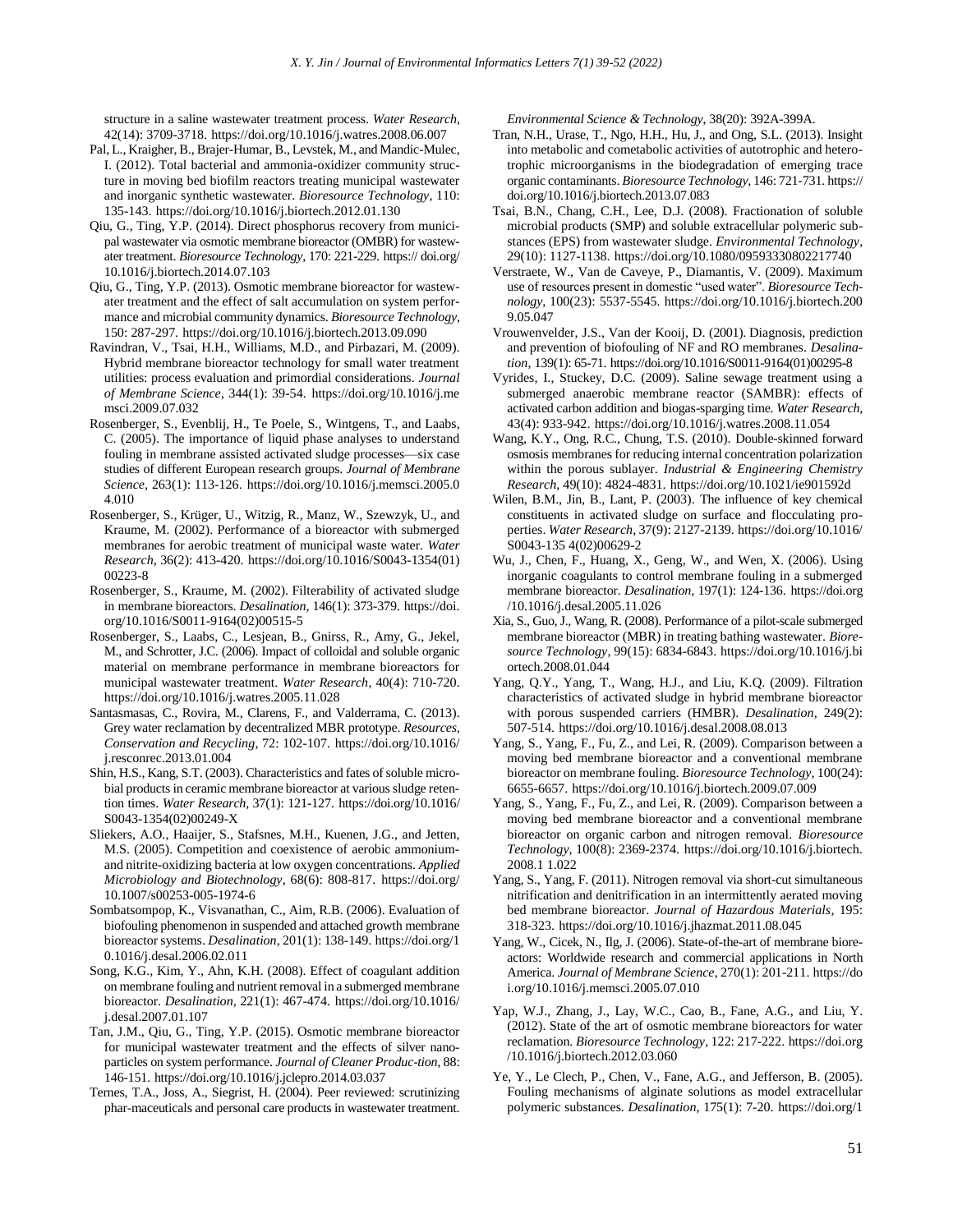structure in a saline wastewater treatment process. *Water Research*, 42(14): 3709-3718. https://doi.org/10.1016/j.watres.2008.06.007

Pal, L., Kraigher, B., Brajer-Humar, B., Levstek, M., and Mandic-Mulec, I. (2012). Total bacterial and ammonia-oxidizer community structure in moving bed biofilm reactors treating municipal wastewater and inorganic synthetic wastewater. *Bioresource Technology*, 110: 135-143. https://doi.org/10.1016/j.biortech.2012.01.130

Qiu, G., Ting, Y.P. (2014). Direct phosphorus recovery from municipal wastewater via osmotic membrane bioreactor (OMBR) for wastewater treatment. *Bioresource Technology*, 170: 221-229. https:// doi.org/10.1016/j.biortech.2014.07.103

Qiu, G., Ting, Y.P. (2013). Osmotic membrane bioreactor for wastewater treatment and the effect of salt accumulation on system performance and microbial community dynamics. *Bioresource Technology*, 150: 287-297. https://doi.org/10.1016/j.biortech.2013.09.090

Ravindran, V., Tsai, H.H., Williams, M.D., and Pirbazari, M. (2009). Hybrid membrane bioreactor technology for small water treatment utilities: process evaluation and primordial considerations. *Journal of Membrane Science*, 344(1): 39-54. https://doi.org/10.1016/j.memsci.2009.07.032

Rosenberger, S., Evenblij, H., Te Poele, S., Wintgens, T., and Laabs, C. (2005). The importance of liquid phase analyses to understand fouling in membrane assisted activated sludge processes—six case studies of different European research groups. *Journal of Membrane Science*, 263(1): 113-126. https://doi.org/10.1016/j.memsci.2005.04.010

Rosenberger, S., Krüger, U., Witzig, R., Manz, W., Szewzyk, U., and Kraume, M. (2002). Performance of a bioreactor with submerged membranes for aerobic treatment of municipal waste water. *Water Research*, 36(2): 413-420. https://doi.org/10.1016/S0043-1354(01)00223-8

Rosenberger, S., Kraume, M. (2002). Filterability of activated sludge in membrane bioreactors. *Desalination*, 146(1): 373-379. https://doi.org/10.1016/S0011-9164(02)00515-5

Rosenberger, S., Laabs, C., Lesjean, B., Gnirss, R., Amy, G., Jekel, M., and Schrotter, J.C. (2006). Impact of colloidal and soluble organic material on membrane performance in membrane bioreactors for municipal wastewater treatment. *Water Research*, 40(4): 710-720. https://doi.org/10.1016/j.watres.2005.11.028

Santasmasas, C., Rovira, M., Clarens, F., and Valderrama, C. (2013). Grey water reclamation by decentralized MBR prototype. *Resources, Conservation and Recycling*, 72: 102-107. https://doi.org/10.1016/j.resconrec.2013.01.004

Shin, H.S., Kang, S.T. (2003). Characteristics and fates of soluble microbial products in ceramic membrane bioreactor at various sludge retention times. *Water Research*, 37(1): 121-127. https://doi.org/10.1016/S0043-1354(02)00249-X

Sliekers, A.O., Haaijer, S., Stafsnes, M.H., Kuenen, J.G., and Jetten, M.S. (2005). Competition and coexistence of aerobic ammonium- and nitrite-oxidizing bacteria at low oxygen concentrations. *Applied Microbiology and Biotechnology*, 68(6): 808-817. https://doi.org/10.1007/s00253-005-1974-6

Sombatsompop, K., Visvanathan, C., Aim, R.B. (2006). Evaluation of biofouling phenomenon in suspended and attached growth membrane bioreactor systems. *Desalination*, 201(1): 138-149. https://doi.org/10.1016/j.desal.2006.02.011

Song, K.G., Kim, Y., Ahn, K.H. (2008). Effect of coagulant addition on membrane fouling and nutrient removal in a submerged membrane bioreactor. *Desalination*, 221(1): 467-474. https://doi.org/10.1016/j.desal.2007.01.107

Tan, J.M., Qiu, G., Ting, Y.P. (2015). Osmotic membrane bioreactor for municipal wastewater treatment and the effects of silver nanoparticles on system performance. *Journal of Cleaner Produc-tion*, 88: 146-151. https://doi.org/10.1016/j.jclepro.2014.03.037

Ternes, T.A., Joss, A., Siegrist, H. (2004). Peer reviewed: scrutinizing phar-maceuticals and personal care products in wastewater treatment. *Environmental Science & Technology*, 38(20): 392A-399A.

Tran, N.H., Urase, T., Ngo, H.H., Hu, J., and Ong, S.L. (2013). Insight into metabolic and cometabolic activities of autotrophic and heterotrophic microorganisms in the biodegradation of emerging trace organic contaminants. *Bioresource Technology*, 146: 721-731. https://doi.org/10.1016/j.biortech.2013.07.083

Tsai, B.N., Chang, C.H., Lee, D.J. (2008). Fractionation of soluble microbial products (SMP) and soluble extracellular polymeric substances (EPS) from wastewater sludge. *Environmental Technology*, 29(10): 1127-1138. https://doi.org/10.1080/09593330802217740

Verstraete, W., Van de Caveye, P., Diamantis, V. (2009). Maximum use of resources present in domestic "used water". *Bioresource Technology*, 100(23): 5537-5545. https://doi.org/10.1016/j.biortech.2009.05.047

Vrouwenvelder, J.S., Van der Kooij, D. (2001). Diagnosis, prediction and prevention of biofouling of NF and RO membranes. *Desalination*, 139(1): 65-71. https://doi.org/10.1016/S0011-9164(01)00295-8

Vyrides, I., Stuckey, D.C. (2009). Saline sewage treatment using a submerged anaerobic membrane reactor (SAMBR): effects of activated carbon addition and biogas-sparging time. *Water Research*, 43(4): 933-942. https://doi.org/10.1016/j.watres.2008.11.054

Wang, K.Y., Ong, R.C., Chung, T.S. (2010). Double-skinned forward osmosis membranes for reducing internal concentration polarization within the porous sublayer. *Industrial & Engineering Chemistry Research*, 49(10): 4824-4831. https://doi.org/10.1021/ie901592d

Wilen, B.M., Jin, B., Lant, P. (2003). The influence of key chemical constituents in activated sludge on surface and flocculating properties. *Water Research*, 37(9): 2127-2139. https://doi.org/10.1016/S0043-135 4(02)00629-2

Wu, J., Chen, F., Huang, X., Geng, W., and Wen, X. (2006). Using inorganic coagulants to control membrane fouling in a submerged membrane bioreactor. *Desalination*, 197(1): 124-136. https://doi.org/10.1016/j.desal.2005.11.026

Xia, S., Guo, J., Wang, R. (2008). Performance of a pilot-scale submerged membrane bioreactor (MBR) in treating bathing wastewater. *Bioresource Technology*, 99(15): 6834-6843. https://doi.org/10.1016/j.biortech.2008.01.044

Yang, Q.Y., Yang, T., Wang, H.J., and Liu, K.Q. (2009). Filtration characteristics of activated sludge in hybrid membrane bioreactor with porous suspended carriers (HMBR). *Desalination*, 249(2): 507-514. https://doi.org/10.1016/j.desal.2008.08.013

Yang, S., Yang, F., Fu, Z., and Lei, R. (2009). Comparison between a moving bed membrane bioreactor and a conventional membrane bioreactor on membrane fouling. *Bioresource Technology*, 100(24): 6655-6657. https://doi.org/10.1016/j.biortech.2009.07.009

Yang, S., Yang, F., Fu, Z., and Lei, R. (2009). Comparison between a moving bed membrane bioreactor and a conventional membrane bioreactor on organic carbon and nitrogen removal. *Bioresource Technology*, 100(8): 2369-2374. https://doi.org/10.1016/j.biortech.2008.1 1.022

Yang, S., Yang, F. (2011). Nitrogen removal via short-cut simultaneous nitrification and denitrification in an intermittently aerated moving bed membrane bioreactor. *Journal of Hazardous Materials*, 195: 318-323. https://doi.org/10.1016/j.jhazmat.2011.08.045

Yang, W., Cicek, N., Ilg, J. (2006). State-of-the-art of membrane bioreactors: Worldwide research and commercial applications in North America. *Journal of Membrane Science*, 270(1): 201-211. https://doi.org/10.1016/j.memsci.2005.07.010

Yap, W.J., Zhang, J., Lay, W.C., Cao, B., Fane, A.G., and Liu, Y. (2012). State of the art of osmotic membrane bioreactors for water reclamation. *Bioresource Technology*, 122: 217-222. https://doi.org/10.1016/j.biortech.2012.03.060

Ye, Y., Le Clech, P., Chen, V., Fane, A.G., and Jefferson, B. (2005). Fouling mechanisms of alginate solutions as model extracellular polymeric substances. *Desalination*, 175(1): 7-20. https://doi.org/1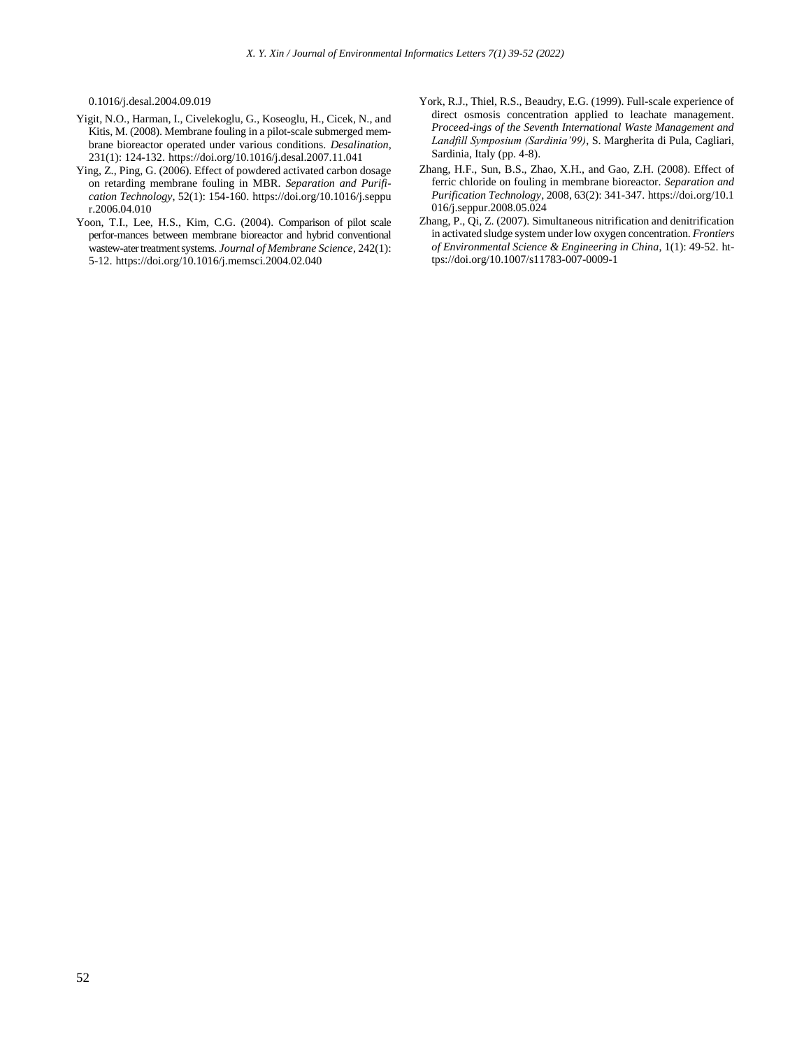0.1016/j.desal.2004.09.019

Yigit, N.O., Harman, I., Civelekoglu, G., Koseoglu, H., Cicek, N., and Kitis, M. (2008). Membrane fouling in a pilot-scale submerged membrane bioreactor operated under various conditions. *Desalination*, 231(1): 124-132. https://doi.org/10.1016/j.desal.2007.11.041

Ying, Z., Ping, G. (2006). Effect of powdered activated carbon dosage on retarding membrane fouling in MBR. *Separation and Purification Technology*, 52(1): 154-160. https://doi.org/10.1016/j.seppur.2006.04.010

Yoon, T.I., Lee, H.S., Kim, C.G. (2004). Comparison of pilot scale perfor-mances between membrane bioreactor and hybrid conventional wastew-ater treatment systems. *Journal of Membrane Science*, 242(1): 5-12. https://doi.org/10.1016/j.memsci.2004.02.040

York, R.J., Thiel, R.S., Beaudry, E.G. (1999). Full-scale experience of direct osmosis concentration applied to leachate management. *Proceed-ings of the Seventh International Waste Management and Landfill Symposium (Sardinia'99)*, S. Margherita di Pula, Cagliari, Sardinia, Italy (pp. 4-8).

Zhang, H.F., Sun, B.S., Zhao, X.H., and Gao, Z.H. (2008). Effect of ferric chloride on fouling in membrane bioreactor. *Separation and Purification Technology*, 2008, 63(2): 341-347. https://doi.org/10.1016/j.seppur.2008.05.024

Zhang, P., Qi, Z. (2007). Simultaneous nitrification and denitrification in activated sludge system under low oxygen concentration. *Frontiers of Environmental Science & Engineering in China*, 1(1): 49-52. https://doi.org/10.1007/s11783-007-0009-1